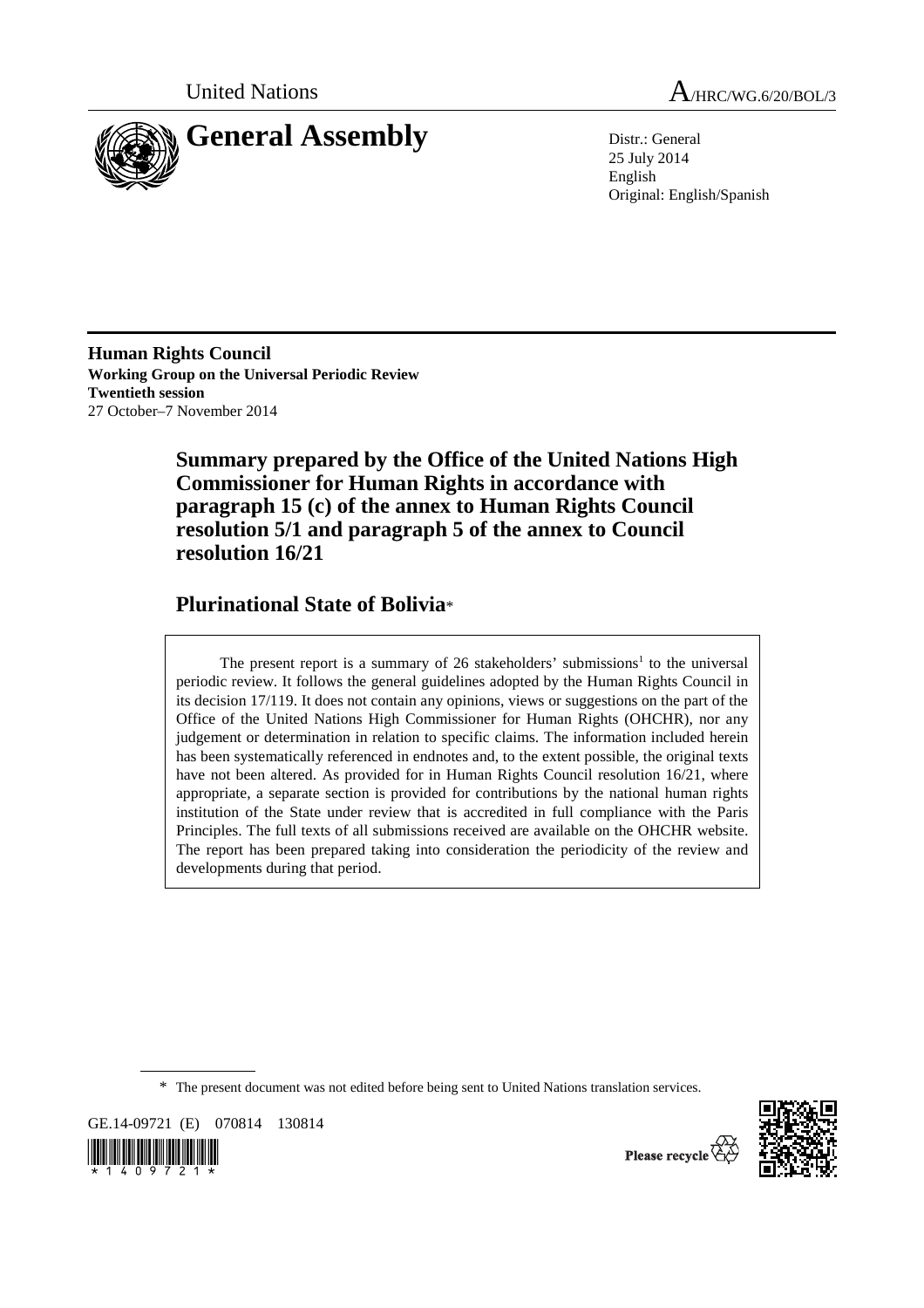United Nations

A/HRC/WG.6/20/BOL/3

# General Assembly

Distr.: General
25 July 2014
English
Original: English/Spanish

**Human Rights Council**
**Working Group on the Universal Periodic Review**
**Twentieth session**
27 October–7 November 2014

## Summary prepared by the Office of the United Nations High Commissioner for Human Rights in accordance with paragraph 15 (c) of the annex to Human Rights Council resolution 5/1 and paragraph 5 of the annex to Council resolution 16/21

## Plurinational State of Bolivia*

The present report is a summary of 26 stakeholders' submissions[1] to the universal periodic review. It follows the general guidelines adopted by the Human Rights Council in its decision 17/119. It does not contain any opinions, views or suggestions on the part of the Office of the United Nations High Commissioner for Human Rights (OHCHR), nor any judgement or determination in relation to specific claims. The information included herein has been systematically referenced in endnotes and, to the extent possible, the original texts have not been altered. As provided for in Human Rights Council resolution 16/21, where appropriate, a separate section is provided for contributions by the national human rights institution of the State under review that is accredited in full compliance with the Paris Principles. The full texts of all submissions received are available on the OHCHR website. The report has been prepared taking into consideration the periodicity of the review and developments during that period.

\* The present document was not edited before being sent to United Nations translation services.

GE.14-09721 (E) 070814 130814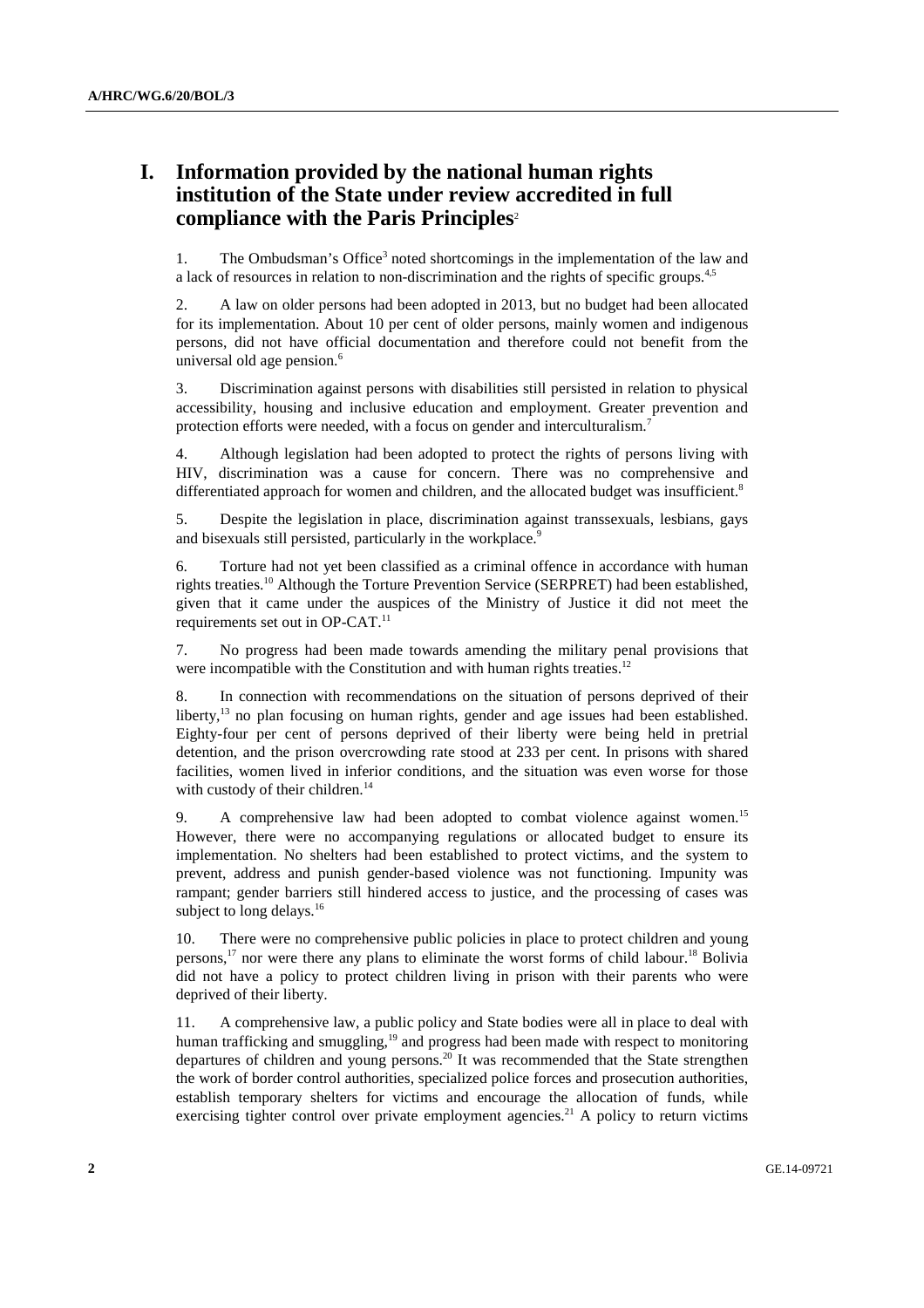# I. Information provided by the national human rights institution of the State under review accredited in full compliance with the Paris Principles[2]

1. The Ombudsman's Office[3] noted shortcomings in the implementation of the law and a lack of resources in relation to non-discrimination and the rights of specific groups.[4,5]

2. A law on older persons had been adopted in 2013, but no budget had been allocated for its implementation. About 10 per cent of older persons, mainly women and indigenous persons, did not have official documentation and therefore could not benefit from the universal old age pension.[6]

3. Discrimination against persons with disabilities still persisted in relation to physical accessibility, housing and inclusive education and employment. Greater prevention and protection efforts were needed, with a focus on gender and interculturalism.[7]

4. Although legislation had been adopted to protect the rights of persons living with HIV, discrimination was a cause for concern. There was no comprehensive and differentiated approach for women and children, and the allocated budget was insufficient.[8]

5. Despite the legislation in place, discrimination against transsexuals, lesbians, gays and bisexuals still persisted, particularly in the workplace.[9]

6. Torture had not yet been classified as a criminal offence in accordance with human rights treaties.[10] Although the Torture Prevention Service (SERPRET) had been established, given that it came under the auspices of the Ministry of Justice it did not meet the requirements set out in OP-CAT.[11]

7. No progress had been made towards amending the military penal provisions that were incompatible with the Constitution and with human rights treaties.[12]

8. In connection with recommendations on the situation of persons deprived of their liberty,[13] no plan focusing on human rights, gender and age issues had been established. Eighty-four per cent of persons deprived of their liberty were being held in pretrial detention, and the prison overcrowding rate stood at 233 per cent. In prisons with shared facilities, women lived in inferior conditions, and the situation was even worse for those with custody of their children.[14]

9. A comprehensive law had been adopted to combat violence against women.[15] However, there were no accompanying regulations or allocated budget to ensure its implementation. No shelters had been established to protect victims, and the system to prevent, address and punish gender-based violence was not functioning. Impunity was rampant; gender barriers still hindered access to justice, and the processing of cases was subject to long delays.[16]

10. There were no comprehensive public policies in place to protect children and young persons,[17] nor were there any plans to eliminate the worst forms of child labour.[18] Bolivia did not have a policy to protect children living in prison with their parents who were deprived of their liberty.

11. A comprehensive law, a public policy and State bodies were all in place to deal with human trafficking and smuggling,[19] and progress had been made with respect to monitoring departures of children and young persons.[20] It was recommended that the State strengthen the work of border control authorities, specialized police forces and prosecution authorities, establish temporary shelters for victims and encourage the allocation of funds, while exercising tighter control over private employment agencies.[21] A policy to return victims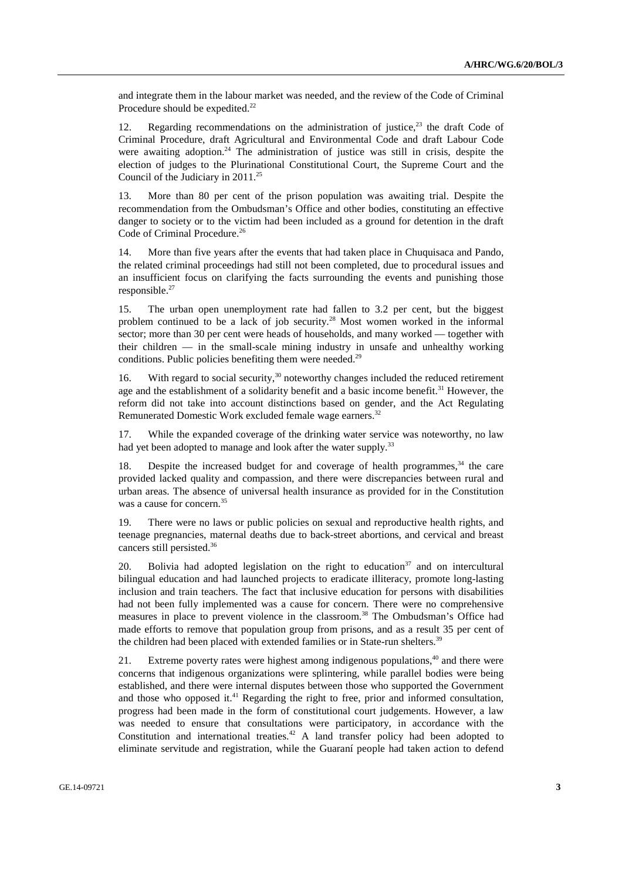and integrate them in the labour market was needed, and the review of the Code of Criminal Procedure should be expedited.[22]

12. Regarding recommendations on the administration of justice,[23] the draft Code of Criminal Procedure, draft Agricultural and Environmental Code and draft Labour Code were awaiting adoption.[24] The administration of justice was still in crisis, despite the election of judges to the Plurinational Constitutional Court, the Supreme Court and the Council of the Judiciary in 2011.[25]

13. More than 80 per cent of the prison population was awaiting trial. Despite the recommendation from the Ombudsman's Office and other bodies, constituting an effective danger to society or to the victim had been included as a ground for detention in the draft Code of Criminal Procedure.[26]

14. More than five years after the events that had taken place in Chuquisaca and Pando, the related criminal proceedings had still not been completed, due to procedural issues and an insufficient focus on clarifying the facts surrounding the events and punishing those responsible.[27]

15. The urban open unemployment rate had fallen to 3.2 per cent, but the biggest problem continued to be a lack of job security.[28] Most women worked in the informal sector; more than 30 per cent were heads of households, and many worked — together with their children — in the small-scale mining industry in unsafe and unhealthy working conditions. Public policies benefiting them were needed.[29]

16. With regard to social security,[30] noteworthy changes included the reduced retirement age and the establishment of a solidarity benefit and a basic income benefit.[31] However, the reform did not take into account distinctions based on gender, and the Act Regulating Remunerated Domestic Work excluded female wage earners.[32]

17. While the expanded coverage of the drinking water service was noteworthy, no law had yet been adopted to manage and look after the water supply.[33]

18. Despite the increased budget for and coverage of health programmes,[34] the care provided lacked quality and compassion, and there were discrepancies between rural and urban areas. The absence of universal health insurance as provided for in the Constitution was a cause for concern.[35]

19. There were no laws or public policies on sexual and reproductive health rights, and teenage pregnancies, maternal deaths due to back-street abortions, and cervical and breast cancers still persisted.[36]

20. Bolivia had adopted legislation on the right to education[37] and on intercultural bilingual education and had launched projects to eradicate illiteracy, promote long-lasting inclusion and train teachers. The fact that inclusive education for persons with disabilities had not been fully implemented was a cause for concern. There were no comprehensive measures in place to prevent violence in the classroom.[38] The Ombudsman's Office had made efforts to remove that population group from prisons, and as a result 35 per cent of the children had been placed with extended families or in State-run shelters.[39]

21. Extreme poverty rates were highest among indigenous populations,[40] and there were concerns that indigenous organizations were splintering, while parallel bodies were being established, and there were internal disputes between those who supported the Government and those who opposed it.[41] Regarding the right to free, prior and informed consultation, progress had been made in the form of constitutional court judgements. However, a law was needed to ensure that consultations were participatory, in accordance with the Constitution and international treaties.[42] A land transfer policy had been adopted to eliminate servitude and registration, while the Guaraní people had taken action to defend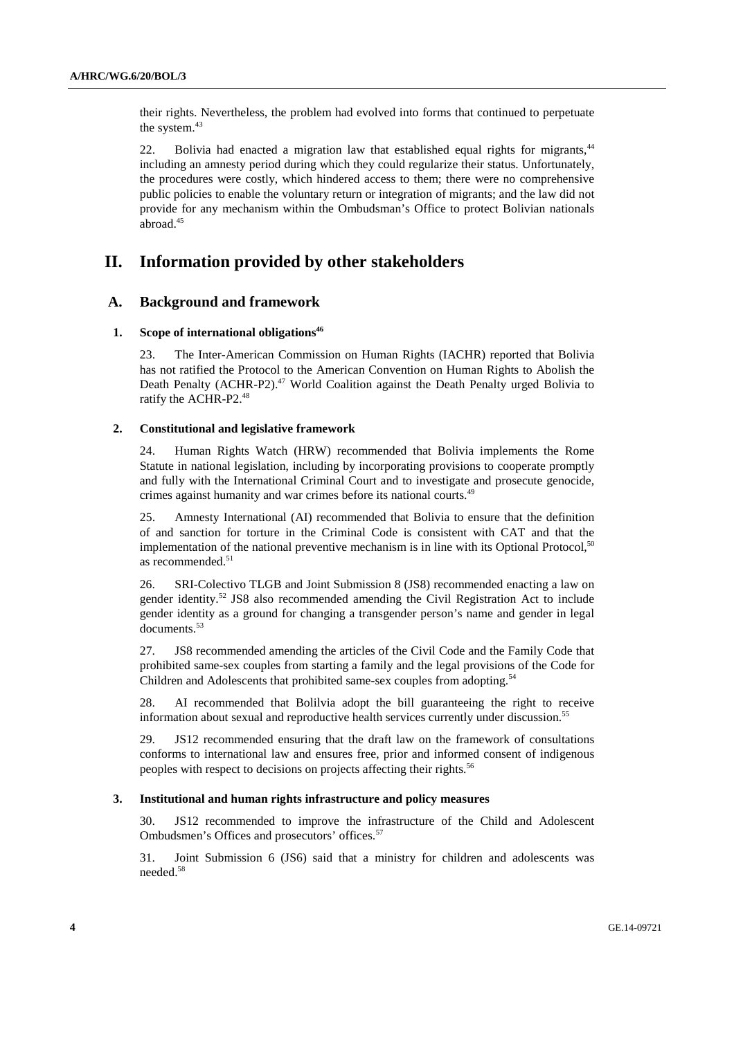their rights. Nevertheless, the problem had evolved into forms that continued to perpetuate the system.[43]

22. Bolivia had enacted a migration law that established equal rights for migrants,[44] including an amnesty period during which they could regularize their status. Unfortunately, the procedures were costly, which hindered access to them; there were no comprehensive public policies to enable the voluntary return or integration of migrants; and the law did not provide for any mechanism within the Ombudsman's Office to protect Bolivian nationals abroad.[45]

# II. Information provided by other stakeholders

## A. Background and framework

### 1. Scope of international obligations[46]

23. The Inter-American Commission on Human Rights (IACHR) reported that Bolivia has not ratified the Protocol to the American Convention on Human Rights to Abolish the Death Penalty (ACHR-P2).[47] World Coalition against the Death Penalty urged Bolivia to ratify the ACHR-P2.[48]

### 2. Constitutional and legislative framework

24. Human Rights Watch (HRW) recommended that Bolivia implements the Rome Statute in national legislation, including by incorporating provisions to cooperate promptly and fully with the International Criminal Court and to investigate and prosecute genocide, crimes against humanity and war crimes before its national courts.[49]

25. Amnesty International (AI) recommended that Bolivia to ensure that the definition of and sanction for torture in the Criminal Code is consistent with CAT and that the implementation of the national preventive mechanism is in line with its Optional Protocol,[50] as recommended.[51]

26. SRI-Colectivo TLGB and Joint Submission 8 (JS8) recommended enacting a law on gender identity.[52] JS8 also recommended amending the Civil Registration Act to include gender identity as a ground for changing a transgender person's name and gender in legal documents.[53]

27. JS8 recommended amending the articles of the Civil Code and the Family Code that prohibited same-sex couples from starting a family and the legal provisions of the Code for Children and Adolescents that prohibited same-sex couples from adopting.[54]

28. AI recommended that Bolilvia adopt the bill guaranteeing the right to receive information about sexual and reproductive health services currently under discussion.[55]

29. JS12 recommended ensuring that the draft law on the framework of consultations conforms to international law and ensures free, prior and informed consent of indigenous peoples with respect to decisions on projects affecting their rights.[56]

### 3. Institutional and human rights infrastructure and policy measures

30. JS12 recommended to improve the infrastructure of the Child and Adolescent Ombudsmen's Offices and prosecutors' offices.[57]

31. Joint Submission 6 (JS6) said that a ministry for children and adolescents was needed.[58]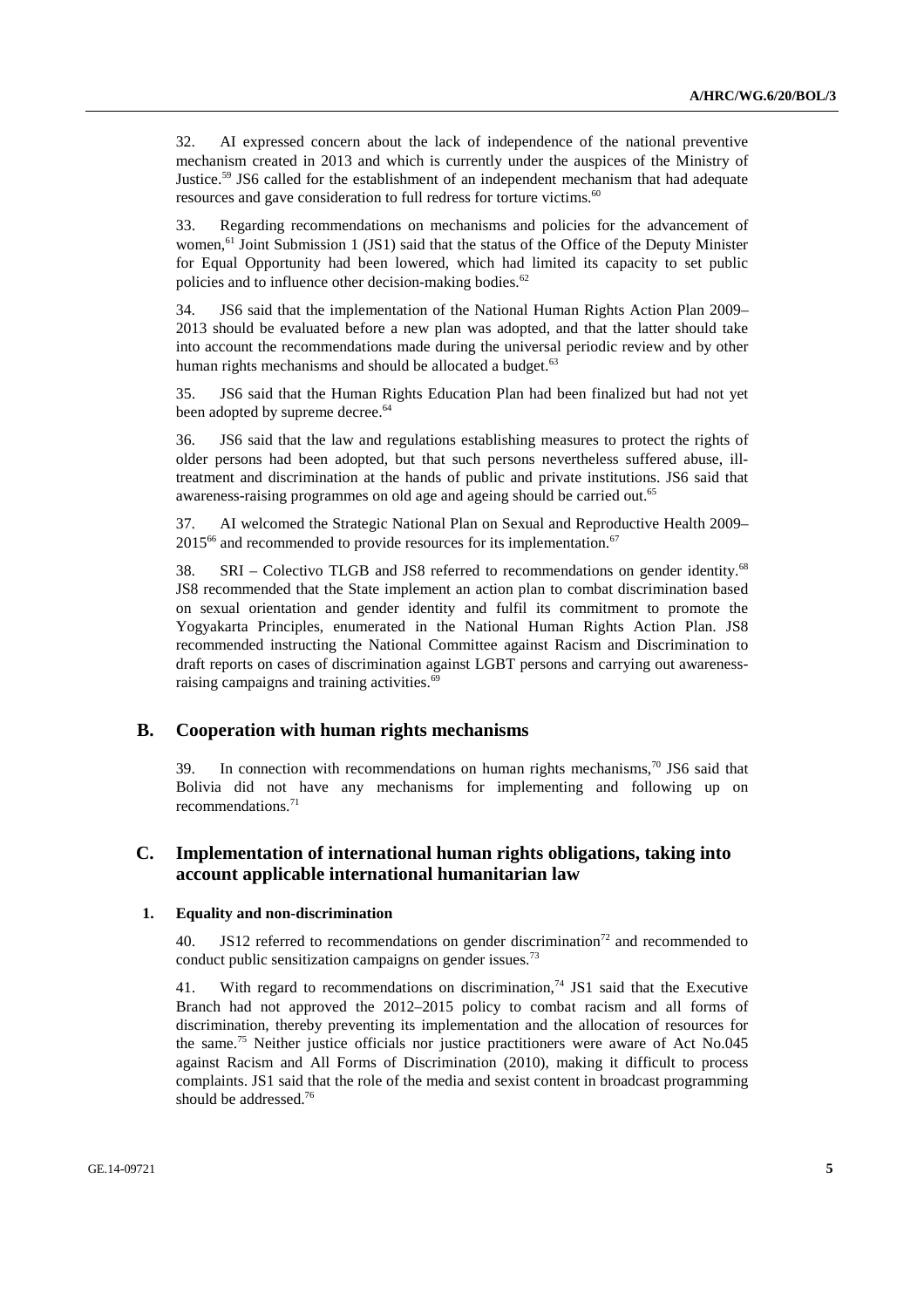32. AI expressed concern about the lack of independence of the national preventive mechanism created in 2013 and which is currently under the auspices of the Ministry of Justice.[59] JS6 called for the establishment of an independent mechanism that had adequate resources and gave consideration to full redress for torture victims.[60]

33. Regarding recommendations on mechanisms and policies for the advancement of women,[61] Joint Submission 1 (JS1) said that the status of the Office of the Deputy Minister for Equal Opportunity had been lowered, which had limited its capacity to set public policies and to influence other decision-making bodies.[62]

34. JS6 said that the implementation of the National Human Rights Action Plan 2009–2013 should be evaluated before a new plan was adopted, and that the latter should take into account the recommendations made during the universal periodic review and by other human rights mechanisms and should be allocated a budget.[63]

35. JS6 said that the Human Rights Education Plan had been finalized but had not yet been adopted by supreme decree.[64]

36. JS6 said that the law and regulations establishing measures to protect the rights of older persons had been adopted, but that such persons nevertheless suffered abuse, ill-treatment and discrimination at the hands of public and private institutions. JS6 said that awareness-raising programmes on old age and ageing should be carried out.[65]

37. AI welcomed the Strategic National Plan on Sexual and Reproductive Health 2009–2015[66] and recommended to provide resources for its implementation.[67]

38. SRI – Colectivo TLGB and JS8 referred to recommendations on gender identity.[68] JS8 recommended that the State implement an action plan to combat discrimination based on sexual orientation and gender identity and fulfil its commitment to promote the Yogyakarta Principles, enumerated in the National Human Rights Action Plan. JS8 recommended instructing the National Committee against Racism and Discrimination to draft reports on cases of discrimination against LGBT persons and carrying out awareness-raising campaigns and training activities.[69]

## B. Cooperation with human rights mechanisms

39. In connection with recommendations on human rights mechanisms,[70] JS6 said that Bolivia did not have any mechanisms for implementing and following up on recommendations.[71]

## C. Implementation of international human rights obligations, taking into account applicable international humanitarian law

### 1. Equality and non-discrimination

40. JS12 referred to recommendations on gender discrimination[72] and recommended to conduct public sensitization campaigns on gender issues.[73]

41. With regard to recommendations on discrimination,[74] JS1 said that the Executive Branch had not approved the 2012–2015 policy to combat racism and all forms of discrimination, thereby preventing its implementation and the allocation of resources for the same.[75] Neither justice officials nor justice practitioners were aware of Act No.045 against Racism and All Forms of Discrimination (2010), making it difficult to process complaints. JS1 said that the role of the media and sexist content in broadcast programming should be addressed.[76]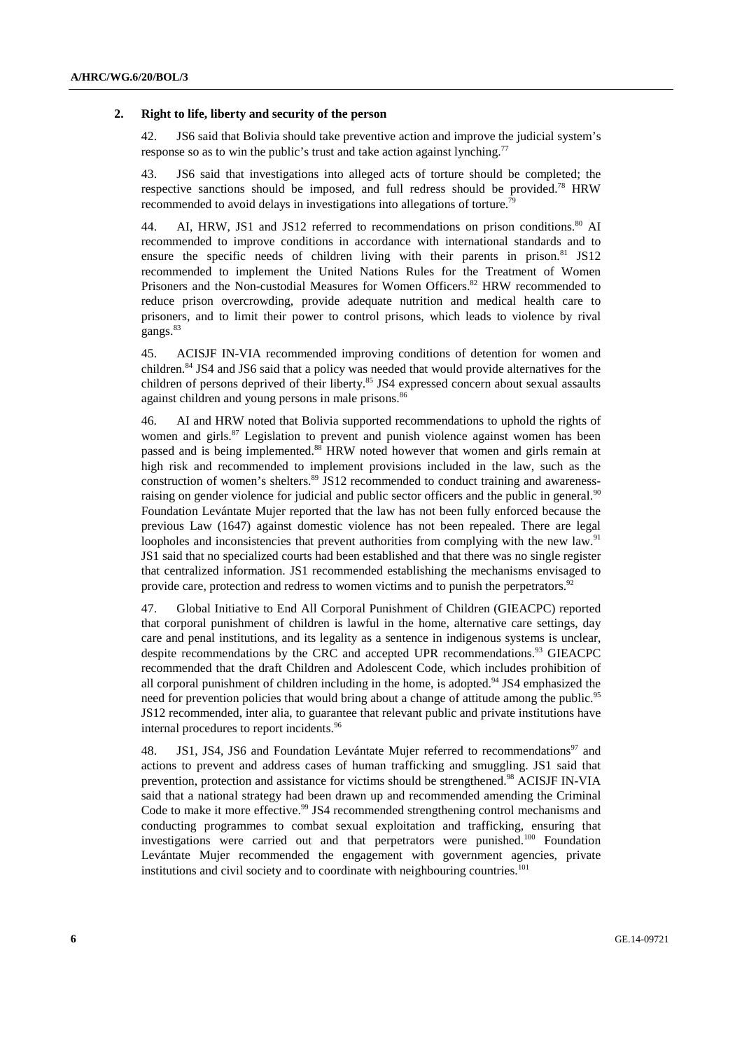### 2. Right to life, liberty and security of the person

42. JS6 said that Bolivia should take preventive action and improve the judicial system's response so as to win the public's trust and take action against lynching.[77]

43. JS6 said that investigations into alleged acts of torture should be completed; the respective sanctions should be imposed, and full redress should be provided.[78] HRW recommended to avoid delays in investigations into allegations of torture.[79]

44. AI, HRW, JS1 and JS12 referred to recommendations on prison conditions.[80] AI recommended to improve conditions in accordance with international standards and to ensure the specific needs of children living with their parents in prison.[81] JS12 recommended to implement the United Nations Rules for the Treatment of Women Prisoners and the Non-custodial Measures for Women Officers.[82] HRW recommended to reduce prison overcrowding, provide adequate nutrition and medical health care to prisoners, and to limit their power to control prisons, which leads to violence by rival gangs.[83]

45. ACISJF IN-VIA recommended improving conditions of detention for women and children.[84] JS4 and JS6 said that a policy was needed that would provide alternatives for the children of persons deprived of their liberty.[85] JS4 expressed concern about sexual assaults against children and young persons in male prisons.[86]

46. AI and HRW noted that Bolivia supported recommendations to uphold the rights of women and girls.[87] Legislation to prevent and punish violence against women has been passed and is being implemented.[88] HRW noted however that women and girls remain at high risk and recommended to implement provisions included in the law, such as the construction of women's shelters.[89] JS12 recommended to conduct training and awareness-raising on gender violence for judicial and public sector officers and the public in general.[90] Foundation Levántate Mujer reported that the law has not been fully enforced because the previous Law (1647) against domestic violence has not been repealed. There are legal loopholes and inconsistencies that prevent authorities from complying with the new law.[91] JS1 said that no specialized courts had been established and that there was no single register that centralized information. JS1 recommended establishing the mechanisms envisaged to provide care, protection and redress to women victims and to punish the perpetrators.[92]

47. Global Initiative to End All Corporal Punishment of Children (GIEACPC) reported that corporal punishment of children is lawful in the home, alternative care settings, day care and penal institutions, and its legality as a sentence in indigenous systems is unclear, despite recommendations by the CRC and accepted UPR recommendations.[93] GIEACPC recommended that the draft Children and Adolescent Code, which includes prohibition of all corporal punishment of children including in the home, is adopted.[94] JS4 emphasized the need for prevention policies that would bring about a change of attitude among the public.[95] JS12 recommended, inter alia, to guarantee that relevant public and private institutions have internal procedures to report incidents.[96]

48. JS1, JS4, JS6 and Foundation Levántate Mujer referred to recommendations[97] and actions to prevent and address cases of human trafficking and smuggling. JS1 said that prevention, protection and assistance for victims should be strengthened.[98] ACISJF IN-VIA said that a national strategy had been drawn up and recommended amending the Criminal Code to make it more effective.[99] JS4 recommended strengthening control mechanisms and conducting programmes to combat sexual exploitation and trafficking, ensuring that investigations were carried out and that perpetrators were punished.[100] Foundation Levántate Mujer recommended the engagement with government agencies, private institutions and civil society and to coordinate with neighbouring countries.[101]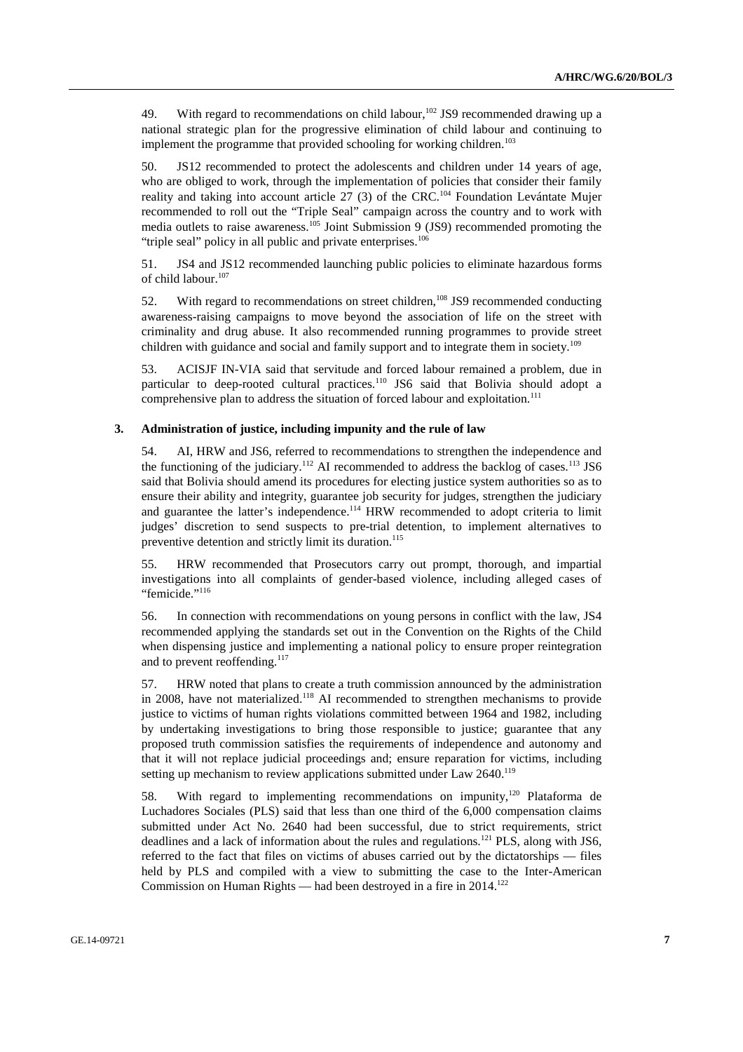49. With regard to recommendations on child labour,[102] JS9 recommended drawing up a national strategic plan for the progressive elimination of child labour and continuing to implement the programme that provided schooling for working children.[103]

50. JS12 recommended to protect the adolescents and children under 14 years of age, who are obliged to work, through the implementation of policies that consider their family reality and taking into account article 27 (3) of the CRC.[104] Foundation Levántate Mujer recommended to roll out the "Triple Seal" campaign across the country and to work with media outlets to raise awareness.[105] Joint Submission 9 (JS9) recommended promoting the "triple seal" policy in all public and private enterprises.[106]

51. JS4 and JS12 recommended launching public policies to eliminate hazardous forms of child labour.[107]

52. With regard to recommendations on street children,[108] JS9 recommended conducting awareness-raising campaigns to move beyond the association of life on the street with criminality and drug abuse. It also recommended running programmes to provide street children with guidance and social and family support and to integrate them in society.[109]

53. ACISJF IN-VIA said that servitude and forced labour remained a problem, due in particular to deep-rooted cultural practices.[110] JS6 said that Bolivia should adopt a comprehensive plan to address the situation of forced labour and exploitation.[111]

### 3. Administration of justice, including impunity and the rule of law

54. AI, HRW and JS6, referred to recommendations to strengthen the independence and the functioning of the judiciary.[112] AI recommended to address the backlog of cases.[113] JS6 said that Bolivia should amend its procedures for electing justice system authorities so as to ensure their ability and integrity, guarantee job security for judges, strengthen the judiciary and guarantee the latter's independence.[114] HRW recommended to adopt criteria to limit judges' discretion to send suspects to pre-trial detention, to implement alternatives to preventive detention and strictly limit its duration.[115]

55. HRW recommended that Prosecutors carry out prompt, thorough, and impartial investigations into all complaints of gender-based violence, including alleged cases of "femicide."[116]

56. In connection with recommendations on young persons in conflict with the law, JS4 recommended applying the standards set out in the Convention on the Rights of the Child when dispensing justice and implementing a national policy to ensure proper reintegration and to prevent reoffending.[117]

57. HRW noted that plans to create a truth commission announced by the administration in 2008, have not materialized.[118] AI recommended to strengthen mechanisms to provide justice to victims of human rights violations committed between 1964 and 1982, including by undertaking investigations to bring those responsible to justice; guarantee that any proposed truth commission satisfies the requirements of independence and autonomy and that it will not replace judicial proceedings and; ensure reparation for victims, including setting up mechanism to review applications submitted under Law 2640.[119]

58. With regard to implementing recommendations on impunity,[120] Plataforma de Luchadores Sociales (PLS) said that less than one third of the 6,000 compensation claims submitted under Act No. 2640 had been successful, due to strict requirements, strict deadlines and a lack of information about the rules and regulations.[121] PLS, along with JS6, referred to the fact that files on victims of abuses carried out by the dictatorships — files held by PLS and compiled with a view to submitting the case to the Inter-American Commission on Human Rights — had been destroyed in a fire in 2014.[122]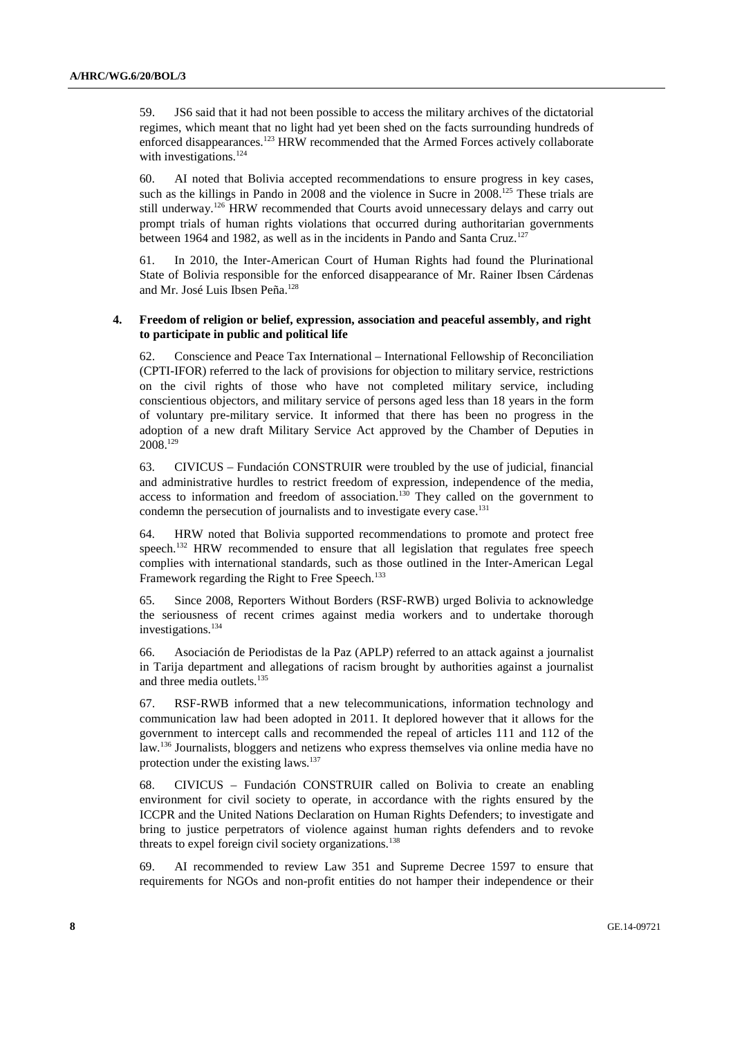59. JS6 said that it had not been possible to access the military archives of the dictatorial regimes, which meant that no light had yet been shed on the facts surrounding hundreds of enforced disappearances.[123] HRW recommended that the Armed Forces actively collaborate with investigations.[124]

60. AI noted that Bolivia accepted recommendations to ensure progress in key cases, such as the killings in Pando in 2008 and the violence in Sucre in 2008.[125] These trials are still underway.[126] HRW recommended that Courts avoid unnecessary delays and carry out prompt trials of human rights violations that occurred during authoritarian governments between 1964 and 1982, as well as in the incidents in Pando and Santa Cruz.[127]

61. In 2010, the Inter-American Court of Human Rights had found the Plurinational State of Bolivia responsible for the enforced disappearance of Mr. Rainer Ibsen Cárdenas and Mr. José Luis Ibsen Peña.[128]

### 4. Freedom of religion or belief, expression, association and peaceful assembly, and right to participate in public and political life

62. Conscience and Peace Tax International – International Fellowship of Reconciliation (CPTI-IFOR) referred to the lack of provisions for objection to military service, restrictions on the civil rights of those who have not completed military service, including conscientious objectors, and military service of persons aged less than 18 years in the form of voluntary pre-military service. It informed that there has been no progress in the adoption of a new draft Military Service Act approved by the Chamber of Deputies in 2008.[129]

63. CIVICUS – Fundación CONSTRUIR were troubled by the use of judicial, financial and administrative hurdles to restrict freedom of expression, independence of the media, access to information and freedom of association.[130] They called on the government to condemn the persecution of journalists and to investigate every case.[131]

64. HRW noted that Bolivia supported recommendations to promote and protect free speech.[132] HRW recommended to ensure that all legislation that regulates free speech complies with international standards, such as those outlined in the Inter-American Legal Framework regarding the Right to Free Speech.[133]

65. Since 2008, Reporters Without Borders (RSF-RWB) urged Bolivia to acknowledge the seriousness of recent crimes against media workers and to undertake thorough investigations.[134]

66. Asociación de Periodistas de la Paz (APLP) referred to an attack against a journalist in Tarija department and allegations of racism brought by authorities against a journalist and three media outlets.[135]

67. RSF-RWB informed that a new telecommunications, information technology and communication law had been adopted in 2011. It deplored however that it allows for the government to intercept calls and recommended the repeal of articles 111 and 112 of the law.[136] Journalists, bloggers and netizens who express themselves via online media have no protection under the existing laws.[137]

68. CIVICUS – Fundación CONSTRUIR called on Bolivia to create an enabling environment for civil society to operate, in accordance with the rights ensured by the ICCPR and the United Nations Declaration on Human Rights Defenders; to investigate and bring to justice perpetrators of violence against human rights defenders and to revoke threats to expel foreign civil society organizations.[138]

69. AI recommended to review Law 351 and Supreme Decree 1597 to ensure that requirements for NGOs and non-profit entities do not hamper their independence or their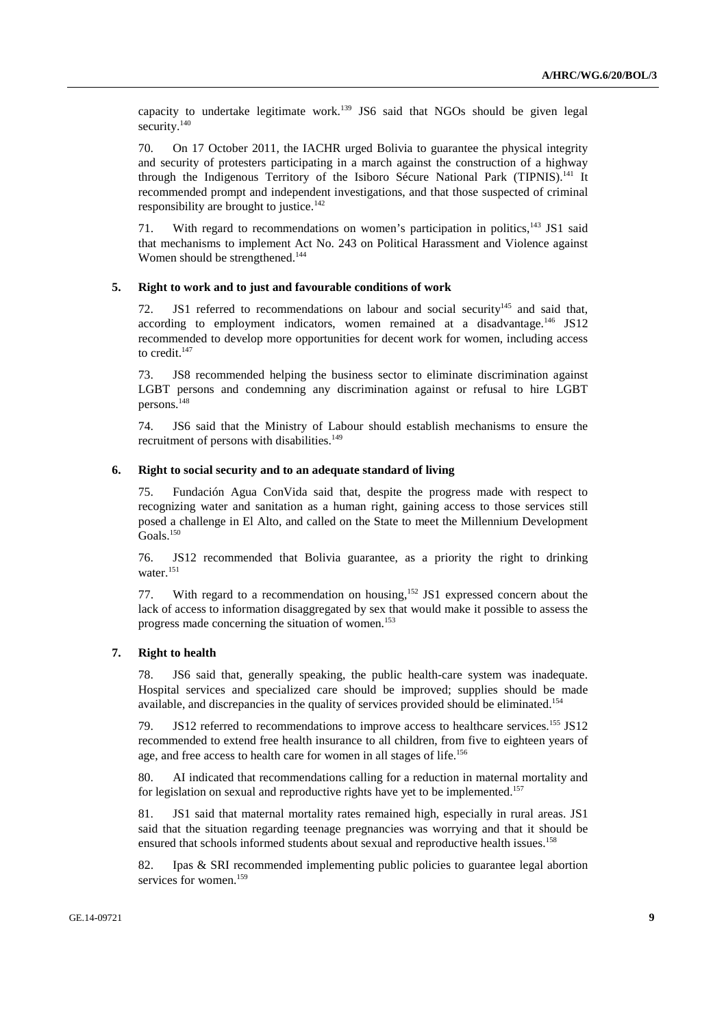capacity to undertake legitimate work.[139] JS6 said that NGOs should be given legal security.[140]

70. On 17 October 2011, the IACHR urged Bolivia to guarantee the physical integrity and security of protesters participating in a march against the construction of a highway through the Indigenous Territory of the Isiboro Sécure National Park (TIPNIS).[141] It recommended prompt and independent investigations, and that those suspected of criminal responsibility are brought to justice.[142]

71. With regard to recommendations on women's participation in politics,[143] JS1 said that mechanisms to implement Act No. 243 on Political Harassment and Violence against Women should be strengthened.[144]

### 5. Right to work and to just and favourable conditions of work

72. JS1 referred to recommendations on labour and social security[145] and said that, according to employment indicators, women remained at a disadvantage.[146] JS12 recommended to develop more opportunities for decent work for women, including access to credit.[147]

73. JS8 recommended helping the business sector to eliminate discrimination against LGBT persons and condemning any discrimination against or refusal to hire LGBT persons.[148]

74. JS6 said that the Ministry of Labour should establish mechanisms to ensure the recruitment of persons with disabilities.[149]

### 6. Right to social security and to an adequate standard of living

75. Fundación Agua ConVida said that, despite the progress made with respect to recognizing water and sanitation as a human right, gaining access to those services still posed a challenge in El Alto, and called on the State to meet the Millennium Development Goals.[150]

76. JS12 recommended that Bolivia guarantee, as a priority the right to drinking water.[151]

77. With regard to a recommendation on housing,[152] JS1 expressed concern about the lack of access to information disaggregated by sex that would make it possible to assess the progress made concerning the situation of women.[153]

### 7. Right to health

78. JS6 said that, generally speaking, the public health-care system was inadequate. Hospital services and specialized care should be improved; supplies should be made available, and discrepancies in the quality of services provided should be eliminated.[154]

79. JS12 referred to recommendations to improve access to healthcare services.[155] JS12 recommended to extend free health insurance to all children, from five to eighteen years of age, and free access to health care for women in all stages of life.[156]

80. AI indicated that recommendations calling for a reduction in maternal mortality and for legislation on sexual and reproductive rights have yet to be implemented.[157]

81. JS1 said that maternal mortality rates remained high, especially in rural areas. JS1 said that the situation regarding teenage pregnancies was worrying and that it should be ensured that schools informed students about sexual and reproductive health issues.[158]

82. Ipas & SRI recommended implementing public policies to guarantee legal abortion services for women.[159]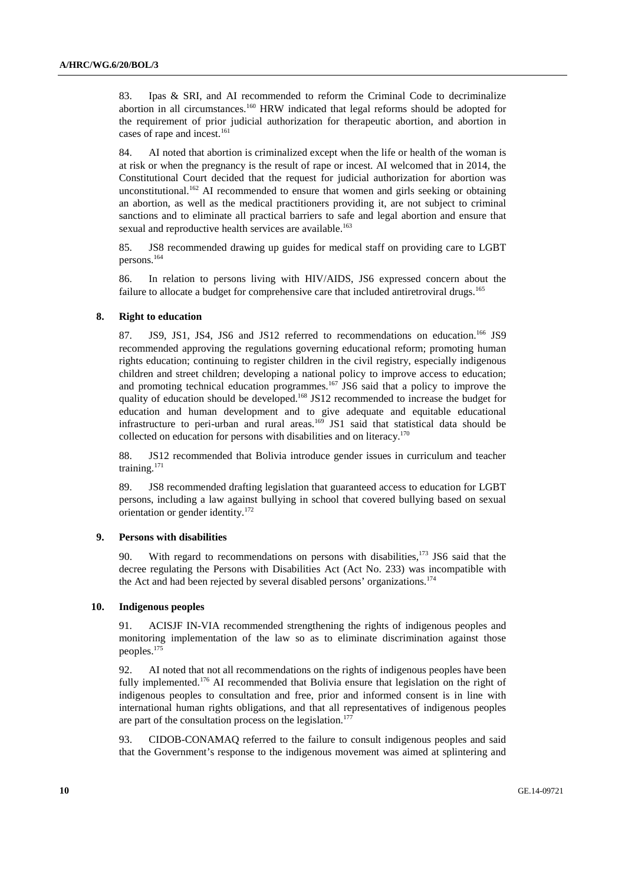83. Ipas & SRI, and AI recommended to reform the Criminal Code to decriminalize abortion in all circumstances.[160] HRW indicated that legal reforms should be adopted for the requirement of prior judicial authorization for therapeutic abortion, and abortion in cases of rape and incest.[161]

84. AI noted that abortion is criminalized except when the life or health of the woman is at risk or when the pregnancy is the result of rape or incest. AI welcomed that in 2014, the Constitutional Court decided that the request for judicial authorization for abortion was unconstitutional.[162] AI recommended to ensure that women and girls seeking or obtaining an abortion, as well as the medical practitioners providing it, are not subject to criminal sanctions and to eliminate all practical barriers to safe and legal abortion and ensure that sexual and reproductive health services are available.[163]

85. JS8 recommended drawing up guides for medical staff on providing care to LGBT persons.[164]

86. In relation to persons living with HIV/AIDS, JS6 expressed concern about the failure to allocate a budget for comprehensive care that included antiretroviral drugs.[165]

### 8. Right to education

87. JS9, JS1, JS4, JS6 and JS12 referred to recommendations on education.[166] JS9 recommended approving the regulations governing educational reform; promoting human rights education; continuing to register children in the civil registry, especially indigenous children and street children; developing a national policy to improve access to education; and promoting technical education programmes.[167] JS6 said that a policy to improve the quality of education should be developed.[168] JS12 recommended to increase the budget for education and human development and to give adequate and equitable educational infrastructure to peri-urban and rural areas.[169] JS1 said that statistical data should be collected on education for persons with disabilities and on literacy.[170]

88. JS12 recommended that Bolivia introduce gender issues in curriculum and teacher training.[171]

89. JS8 recommended drafting legislation that guaranteed access to education for LGBT persons, including a law against bullying in school that covered bullying based on sexual orientation or gender identity.[172]

### 9. Persons with disabilities

90. With regard to recommendations on persons with disabilities,[173] JS6 said that the decree regulating the Persons with Disabilities Act (Act No. 233) was incompatible with the Act and had been rejected by several disabled persons' organizations.[174]

### 10. Indigenous peoples

91. ACISJF IN-VIA recommended strengthening the rights of indigenous peoples and monitoring implementation of the law so as to eliminate discrimination against those peoples.[175]

92. AI noted that not all recommendations on the rights of indigenous peoples have been fully implemented.[176] AI recommended that Bolivia ensure that legislation on the right of indigenous peoples to consultation and free, prior and informed consent is in line with international human rights obligations, and that all representatives of indigenous peoples are part of the consultation process on the legislation.[177]

93. CIDOB-CONAMAQ referred to the failure to consult indigenous peoples and said that the Government's response to the indigenous movement was aimed at splintering and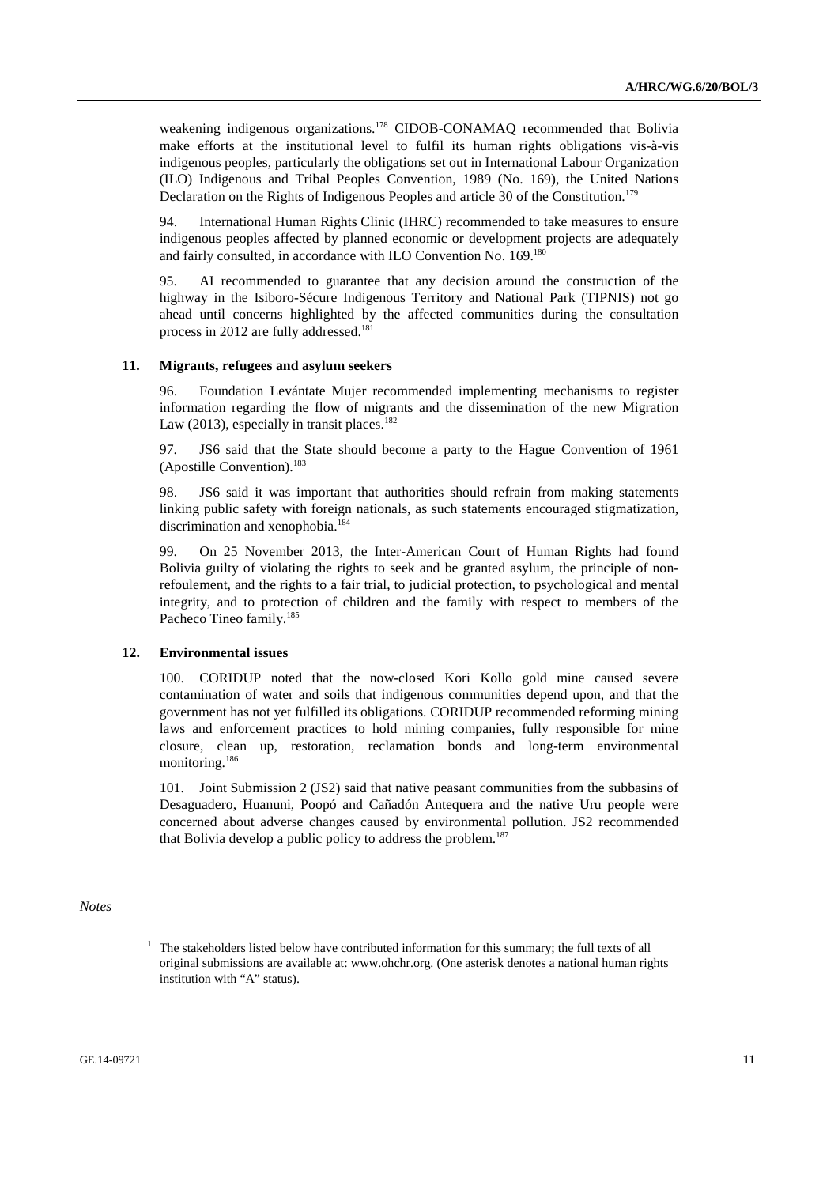weakening indigenous organizations.[178] CIDOB-CONAMAQ recommended that Bolivia make efforts at the institutional level to fulfil its human rights obligations vis-à-vis indigenous peoples, particularly the obligations set out in International Labour Organization (ILO) Indigenous and Tribal Peoples Convention, 1989 (No. 169), the United Nations Declaration on the Rights of Indigenous Peoples and article 30 of the Constitution.[179]

94. International Human Rights Clinic (IHRC) recommended to take measures to ensure indigenous peoples affected by planned economic or development projects are adequately and fairly consulted, in accordance with ILO Convention No. 169.[180]

95. AI recommended to guarantee that any decision around the construction of the highway in the Isiboro-Sécure Indigenous Territory and National Park (TIPNIS) not go ahead until concerns highlighted by the affected communities during the consultation process in 2012 are fully addressed.[181]

### 11. Migrants, refugees and asylum seekers

96. Foundation Levántate Mujer recommended implementing mechanisms to register information regarding the flow of migrants and the dissemination of the new Migration Law (2013), especially in transit places.[182]

97. JS6 said that the State should become a party to the Hague Convention of 1961 (Apostille Convention).[183]

98. JS6 said it was important that authorities should refrain from making statements linking public safety with foreign nationals, as such statements encouraged stigmatization, discrimination and xenophobia.[184]

99. On 25 November 2013, the Inter-American Court of Human Rights had found Bolivia guilty of violating the rights to seek and be granted asylum, the principle of non-refoulement, and the rights to a fair trial, to judicial protection, to psychological and mental integrity, and to protection of children and the family with respect to members of the Pacheco Tineo family.[185]

### 12. Environmental issues

100. CORIDUP noted that the now-closed Kori Kollo gold mine caused severe contamination of water and soils that indigenous communities depend upon, and that the government has not yet fulfilled its obligations. CORIDUP recommended reforming mining laws and enforcement practices to hold mining companies, fully responsible for mine closure, clean up, restoration, reclamation bonds and long-term environmental monitoring.[186]

101. Joint Submission 2 (JS2) said that native peasant communities from the subbasins of Desaguadero, Huanuni, Poopó and Cañadón Antequera and the native Uru people were concerned about adverse changes caused by environmental pollution. JS2 recommended that Bolivia develop a public policy to address the problem.[187]

*Notes*

[1] The stakeholders listed below have contributed information for this summary; the full texts of all original submissions are available at: www.ohchr.org. (One asterisk denotes a national human rights institution with "A" status).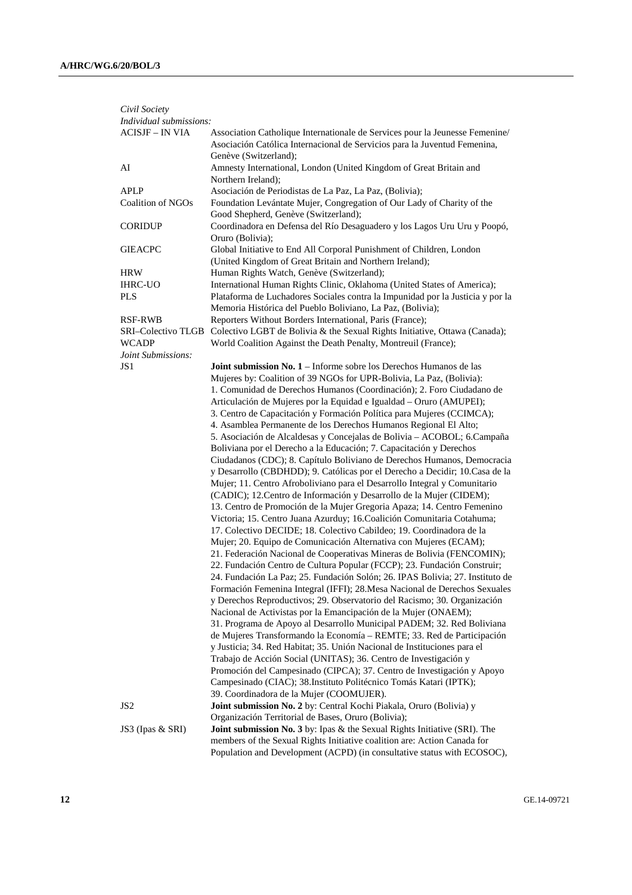*Civil Society*

*Individual submissions:*

| | |
|---|---|
| ACISJF – IN VIA | Association Catholique Internationale de Services pour la Jeunesse Feminene/ Asociación Católica Internacional de Servicios para la Juventud Femenina, Genève (Switzerland); |
| AI | Amnesty International, London (United Kingdom of Great Britain and Northern Ireland); |
| APLP | Asociación de Periodistas de La Paz, La Paz, (Bolivia); |
| Coalition of NGOs | Foundation Levántate Mujer, Congregation of Our Lady of Charity of the Good Shepherd, Genève (Switzerland); |
| CORIDUP | Coordinadora en Defensa del Río Desaguadero y los Lagos Uru Uru y Poopó, Oruro (Bolivia); |
| GIEACPC | Global Initiative to End All Corporal Punishment of Children, London (United Kingdom of Great Britain and Northern Ireland); |
| HRW | Human Rights Watch, Genève (Switzerland); |
| IHRC-UO | International Human Rights Clinic, Oklahoma (United States of America); |
| PLS | Plataforma de Luchadores Sociales contra la Impunidad por la Justicia y por la Memoria Histórica del Pueblo Boliviano, La Paz, (Bolivia); |
| RSF-RWB | Reporters Without Borders International, Paris (France); |
| SRI–Colectivo TLGB | Colectivo LGBT de Bolivia & the Sexual Rights Initiative, Ottawa (Canada); |
| WCADP | World Coalition Against the Death Penalty, Montreuil (France); |

*Joint Submissions:*

| | |
|---|---|
| JS1 | **Joint submission No. 1** – Informe sobre los Derechos Humanos de las Mujeres by: Coalition of 39 NGOs for UPR-Bolivia, La Paz, (Bolivia): 1. Comunidad de Derechos Humanos (Coordinación); 2. Foro Ciudadano de Articulación de Mujeres por la Equidad e Igualdad – Oruro (AMUPEI); 3. Centro de Capacitación y Formación Política para Mujeres (CCIMCA); 4. Asamblea Permanente de los Derechos Humanos Regional El Alto; 5. Asociación de Alcaldesas y Concejalas de Bolivia – ACOBOL; 6.Campaña Boliviana por el Derecho a la Educación; 7. Capacitación y Derechos Ciudadanos (CDC); 8. Capítulo Boliviano de Derechos Humanos, Democracia y Desarrollo (CBDHDD); 9. Católicas por el Derecho a Decidir; 10.Casa de la Mujer; 11. Centro Afroboliviano para el Desarrollo Integral y Comunitario (CADIC); 12.Centro de Información y Desarrollo de la Mujer (CIDEM); 13. Centro de Promoción de la Mujer Gregoria Apaza; 14. Centro Femenino Victoria; 15. Centro Juana Azurduy; 16.Coalición Comunitaria Cotahuma; 17. Colectivo DECIDE; 18. Colectivo Cabildeo; 19. Coordinadora de la Mujer; 20. Equipo de Comunicación Alternativa con Mujeres (ECAM); 21. Federación Nacional de Cooperativas Mineras de Bolivia (FENCOMIN); 22. Fundación Centro de Cultura Popular (FCCP); 23. Fundación Construir; 24. Fundación La Paz; 25. Fundación Solón; 26. IPAS Bolivia; 27. Instituto de Formación Femenina Integral (IFFI); 28.Mesa Nacional de Derechos Sexuales y Derechos Reproductivos; 29. Observatorio del Racismo; 30. Organización Nacional de Activistas por la Emancipación de la Mujer (ONAEM); 31. Programa de Apoyo al Desarrollo Municipal PADEM; 32. Red Boliviana de Mujeres Transformando la Economía – REMTE; 33. Red de Participación y Justicia; 34. Red Habitat; 35. Unión Nacional de Instituciones para el Trabajo de Acción Social (UNITAS); 36. Centro de Investigación y Promoción del Campesinado (CIPCA); 37. Centro de Investigación y Apoyo Campesinado (CIAC); 38.Instituto Politécnico Tomás Katari (IPTK); 39. Coordinadora de la Mujer (COOMUJER). |
| JS2 | **Joint submission No. 2** by: Central Kochi Piakala, Oruro (Bolivia) y Organización Territorial de Bases, Oruro (Bolivia); |
| JS3 (Ipas & SRI) | **Joint submission No. 3** by: Ipas & the Sexual Rights Initiative (SRI). The members of the Sexual Rights Initiative coalition are: Action Canada for Population and Development (ACPD) (in consultative status with ECOSOC), |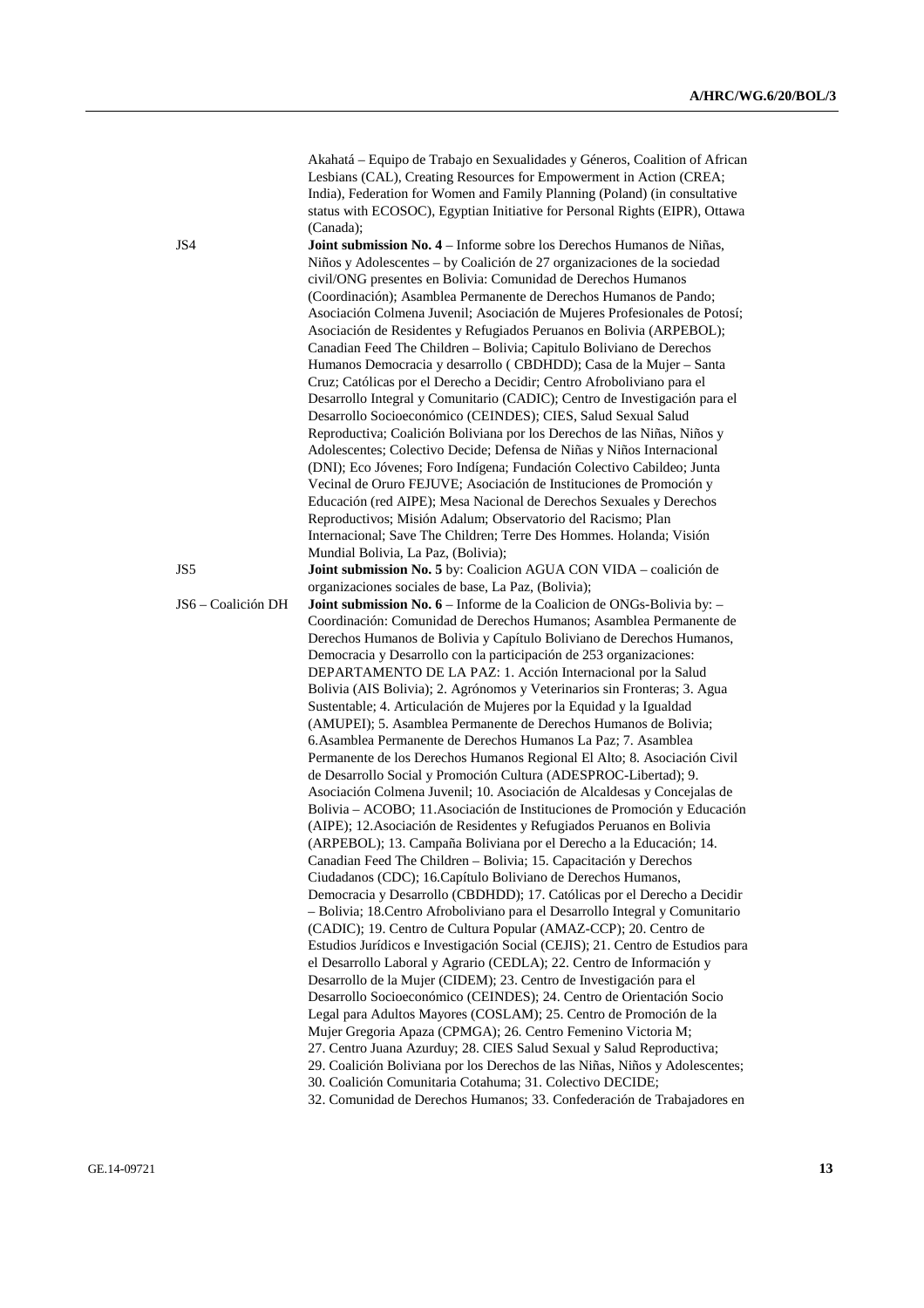Akahatá – Equipo de Trabajo en Sexualidades y Géneros, Coalition of African Lesbians (CAL), Creating Resources for Empowerment in Action (CREA; India), Federation for Women and Family Planning (Poland) (in consultative status with ECOSOC), Egyptian Initiative for Personal Rights (EIPR), Ottawa (Canada);

JS4 **Joint submission No. 4** – Informe sobre los Derechos Humanos de Niñas, Niños y Adolescentes – by Coalición de 27 organizaciones de la sociedad civil/ONG presentes en Bolivia: Comunidad de Derechos Humanos (Coordinación); Asamblea Permanente de Derechos Humanos de Pando; Asociación Colmena Juvenil; Asociación de Mujeres Profesionales de Potosí; Asociación de Residentes y Refugiados Peruanos en Bolivia (ARPEBOL); Canadian Feed The Children – Bolivia; Capitulo Boliviano de Derechos Humanos Democracia y desarrollo ( CBDHDD); Casa de la Mujer – Santa Cruz; Católicas por el Derecho a Decidir; Centro Afroboliviano para el Desarrollo Integral y Comunitario (CADIC); Centro de Investigación para el Desarrollo Socioeconómico (CEINDES); CIES, Salud Sexual Salud Reproductiva; Coalición Boliviana por los Derechos de las Niñas, Niños y Adolescentes; Colectivo Decide; Defensa de Niñas y Niños Internacional (DNI); Eco Jóvenes; Foro Indígena; Fundación Colectivo Cabildeo; Junta Vecinal de Oruro FEJUVE; Asociación de Instituciones de Promoción y Educación (red AIPE); Mesa Nacional de Derechos Sexuales y Derechos Reproductivos; Misión Adalum; Observatorio del Racismo; Plan Internacional; Save The Children; Terre Des Hommes. Holanda; Visión Mundial Bolivia, La Paz, (Bolivia);

JS5 **Joint submission No. 5** by: Coalicion AGUA CON VIDA – coalición de organizaciones sociales de base, La Paz, (Bolivia);

JS6 – Coalición DH **Joint submission No. 6** – Informe de la Coalicion de ONGs-Bolivia by: – Coordinación: Comunidad de Derechos Humanos; Asamblea Permanente de Derechos Humanos de Bolivia y Capítulo Boliviano de Derechos Humanos, Democracia y Desarrollo con la participación de 253 organizaciones: DEPARTAMENTO DE LA PAZ: 1. Acción Internacional por la Salud Bolivia (AIS Bolivia); 2. Agrónomos y Veterinarios sin Fronteras; 3. Agua Sustentable; 4. Articulación de Mujeres por la Equidad y la Igualdad (AMUPEI); 5. Asamblea Permanente de Derechos Humanos de Bolivia; 6.Asamblea Permanente de Derechos Humanos La Paz; 7. Asamblea Permanente de los Derechos Humanos Regional El Alto; 8. Asociación Civil de Desarrollo Social y Promoción Cultura (ADESPROC-Libertad); 9. Asociación Colmena Juvenil; 10. Asociación de Alcaldesas y Concejalas de Bolivia – ACOBO; 11.Asociación de Instituciones de Promoción y Educación (AIPE); 12.Asociación de Residentes y Refugiados Peruanos en Bolivia (ARPEBOL); 13. Campaña Boliviana por el Derecho a la Educación; 14. Canadian Feed The Children – Bolivia; 15. Capacitación y Derechos Ciudadanos (CDC); 16.Capítulo Boliviano de Derechos Humanos, Democracia y Desarrollo (CBDHDD); 17. Católicas por el Derecho a Decidir – Bolivia; 18.Centro Afroboliviano para el Desarrollo Integral y Comunitario (CADIC); 19. Centro de Cultura Popular (AMAZ-CCP); 20. Centro de Estudios Jurídicos e Investigación Social (CEJIS); 21. Centro de Estudios para el Desarrollo Laboral y Agrario (CEDLA); 22. Centro de Información y Desarrollo de la Mujer (CIDEM); 23. Centro de Investigación para el Desarrollo Socioeconómico (CEINDES); 24. Centro de Orientación Socio Legal para Adultos Mayores (COSLAM); 25. Centro de Promoción de la Mujer Gregoria Apaza (CPMGA); 26. Centro Femenino Victoria M; 27. Centro Juana Azurduy; 28. CIES Salud Sexual y Salud Reproductiva; 29. Coalición Boliviana por los Derechos de las Niñas, Niños y Adolescentes; 30. Coalición Comunitaria Cotahuma; 31. Colectivo DECIDE; 32. Comunidad de Derechos Humanos; 33. Confederación de Trabajadores en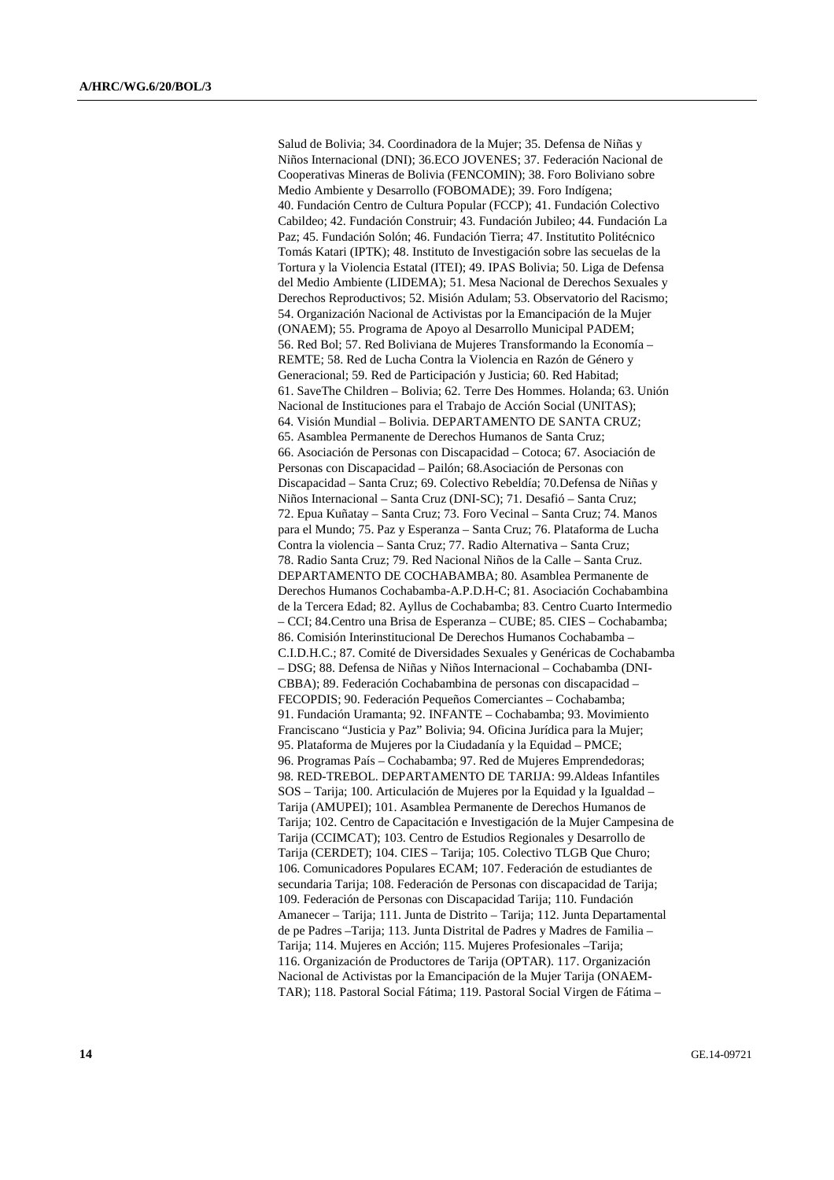Salud de Bolivia; 34. Coordinadora de la Mujer; 35. Defensa de Niñas y Niños Internacional (DNI); 36.ECO JOVENES; 37. Federación Nacional de Cooperativas Mineras de Bolivia (FENCOMIN); 38. Foro Boliviano sobre Medio Ambiente y Desarrollo (FOBOMADE); 39. Foro Indígena; 40. Fundación Centro de Cultura Popular (FCCP); 41. Fundación Colectivo Cabildeo; 42. Fundación Construir; 43. Fundación Jubileo; 44. Fundación La Paz; 45. Fundación Solón; 46. Fundación Tierra; 47. Institutito Politécnico Tomás Katari (IPTK); 48. Instituto de Investigación sobre las secuelas de la Tortura y la Violencia Estatal (ITEI); 49. IPAS Bolivia; 50. Liga de Defensa del Medio Ambiente (LIDEMA); 51. Mesa Nacional de Derechos Sexuales y Derechos Reproductivos; 52. Misión Adulam; 53. Observatorio del Racismo; 54. Organización Nacional de Activistas por la Emancipación de la Mujer (ONAEM); 55. Programa de Apoyo al Desarrollo Municipal PADEM; 56. Red Bol; 57. Red Boliviana de Mujeres Transformando la Economía – REMTE; 58. Red de Lucha Contra la Violencia en Razón de Género y Generacional; 59. Red de Participación y Justicia; 60. Red Habitad; 61. SaveThe Children – Bolivia; 62. Terre Des Hommes. Holanda; 63. Unión Nacional de Instituciones para el Trabajo de Acción Social (UNITAS); 64. Visión Mundial – Bolivia. DEPARTAMENTO DE SANTA CRUZ; 65. Asamblea Permanente de Derechos Humanos de Santa Cruz; 66. Asociación de Personas con Discapacidad – Cotoca; 67. Asociación de Personas con Discapacidad – Pailón; 68.Asociación de Personas con Discapacidad – Santa Cruz; 69. Colectivo Rebeldía; 70.Defensa de Niñas y Niños Internacional – Santa Cruz (DNI-SC); 71. Desafió – Santa Cruz; 72. Epua Kuñatay – Santa Cruz; 73. Foro Vecinal – Santa Cruz; 74. Manos para el Mundo; 75. Paz y Esperanza – Santa Cruz; 76. Plataforma de Lucha Contra la violencia – Santa Cruz; 77. Radio Alternativa – Santa Cruz; 78. Radio Santa Cruz; 79. Red Nacional Niños de la Calle – Santa Cruz. DEPARTAMENTO DE COCHABAMBA; 80. Asamblea Permanente de Derechos Humanos Cochabamba-A.P.D.H-C; 81. Asociación Cochabambina de la Tercera Edad; 82. Ayllus de Cochabamba; 83. Centro Cuarto Intermedio – CCI; 84.Centro una Brisa de Esperanza – CUBE; 85. CIES – Cochabamba; 86. Comisión Interinstitucional De Derechos Humanos Cochabamba – C.I.D.H.C.; 87. Comité de Diversidades Sexuales y Genéricas de Cochabamba – DSG; 88. Defensa de Niñas y Niños Internacional – Cochabamba (DNI-CBBA); 89. Federación Cochabambina de personas con discapacidad – FECOPDIS; 90. Federación Pequeños Comerciantes – Cochabamba; 91. Fundación Uramanta; 92. INFANTE – Cochabamba; 93. Movimiento Franciscano "Justicia y Paz" Bolivia; 94. Oficina Jurídica para la Mujer; 95. Plataforma de Mujeres por la Ciudadanía y la Equidad – PMCE; 96. Programas País – Cochabamba; 97. Red de Mujeres Emprendedoras; 98. RED-TREBOL. DEPARTAMENTO DE TARIJA: 99.Aldeas Infantiles SOS – Tarija; 100. Articulación de Mujeres por la Equidad y la Igualdad – Tarija (AMUPEI); 101. Asamblea Permanente de Derechos Humanos de Tarija; 102. Centro de Capacitación e Investigación de la Mujer Campesina de Tarija (CCIMCAT); 103. Centro de Estudios Regionales y Desarrollo de Tarija (CERDET); 104. CIES – Tarija; 105. Colectivo TLGB Que Churo; 106. Comunicadores Populares ECAM; 107. Federación de estudiantes de secundaria Tarija; 108. Federación de Personas con discapacidad de Tarija; 109. Federación de Personas con Discapacidad Tarija; 110. Fundación Amanecer – Tarija; 111. Junta de Distrito – Tarija; 112. Junta Departamental de pe Padres –Tarija; 113. Junta Distrital de Padres y Madres de Familia – Tarija; 114. Mujeres en Acción; 115. Mujeres Profesionales –Tarija; 116. Organización de Productores de Tarija (OPTAR). 117. Organización Nacional de Activistas por la Emancipación de la Mujer Tarija (ONAEM-TAR); 118. Pastoral Social Fátima; 119. Pastoral Social Virgen de Fátima –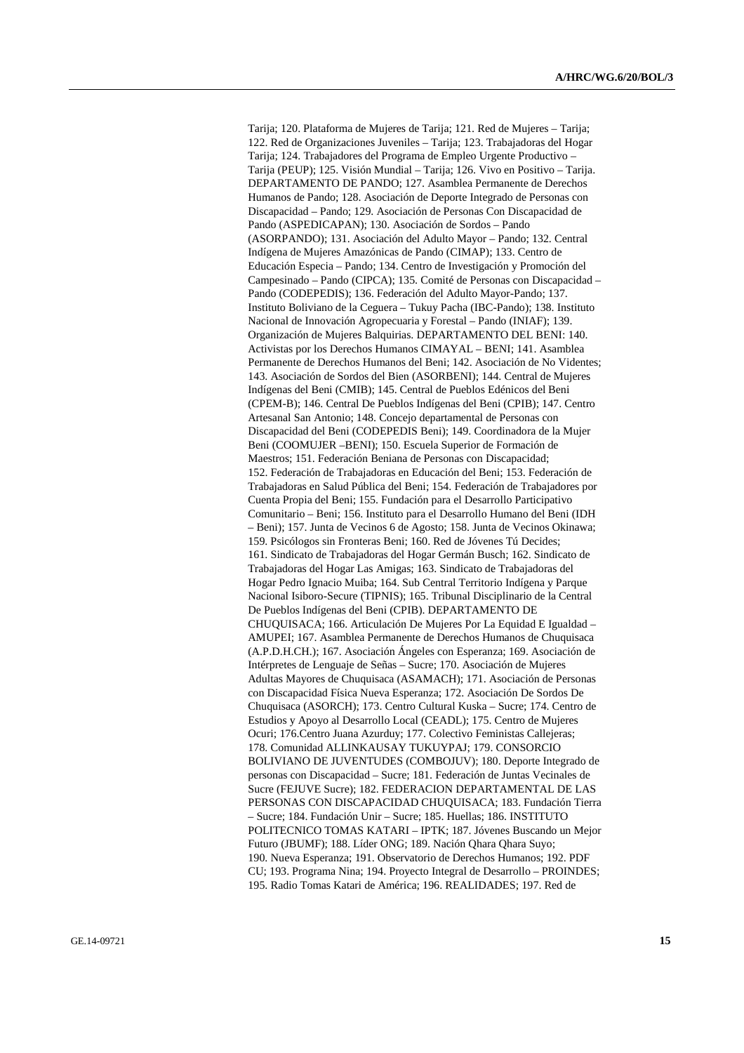Tarija; 120. Plataforma de Mujeres de Tarija; 121. Red de Mujeres – Tarija; 122. Red de Organizaciones Juveniles – Tarija; 123. Trabajadoras del Hogar Tarija; 124. Trabajadores del Programa de Empleo Urgente Productivo – Tarija (PEUP); 125. Visión Mundial – Tarija; 126. Vivo en Positivo – Tarija. DEPARTAMENTO DE PANDO; 127. Asamblea Permanente de Derechos Humanos de Pando; 128. Asociación de Deporte Integrado de Personas con Discapacidad – Pando; 129. Asociación de Personas Con Discapacidad de Pando (ASPEDICAPAN); 130. Asociación de Sordos – Pando (ASORPANDO); 131. Asociación del Adulto Mayor – Pando; 132. Central Indígena de Mujeres Amazónicas de Pando (CIMAP); 133. Centro de Educación Especia – Pando; 134. Centro de Investigación y Promoción del Campesinado – Pando (CIPCA); 135. Comité de Personas con Discapacidad – Pando (CODEPEDIS); 136. Federación del Adulto Mayor-Pando; 137. Instituto Boliviano de la Ceguera – Tukuy Pacha (IBC-Pando); 138. Instituto Nacional de Innovación Agropecuaria y Forestal – Pando (INIAF); 139. Organización de Mujeres Balquirias. DEPARTAMENTO DEL BENI: 140. Activistas por los Derechos Humanos CIMAYAL – BENI; 141. Asamblea Permanente de Derechos Humanos del Beni; 142. Asociación de No Videntes; 143. Asociación de Sordos del Bien (ASORBENI); 144. Central de Mujeres Indígenas del Beni (CMIB); 145. Central de Pueblos Edénicos del Beni (CPEM-B); 146. Central De Pueblos Indígenas del Beni (CPIB); 147. Centro Artesanal San Antonio; 148. Concejo departamental de Personas con Discapacidad del Beni (CODEPEDIS Beni); 149. Coordinadora de la Mujer Beni (COOMUJER –BENI); 150. Escuela Superior de Formación de Maestros; 151. Federación Beniana de Personas con Discapacidad; 152. Federación de Trabajadoras en Educación del Beni; 153. Federación de Trabajadoras en Salud Pública del Beni; 154. Federación de Trabajadores por Cuenta Propia del Beni; 155. Fundación para el Desarrollo Participativo Comunitario – Beni; 156. Instituto para el Desarrollo Humano del Beni (IDH – Beni); 157. Junta de Vecinos 6 de Agosto; 158. Junta de Vecinos Okinawa; 159. Psicólogos sin Fronteras Beni; 160. Red de Jóvenes Tú Decides; 161. Sindicato de Trabajadoras del Hogar Germán Busch; 162. Sindicato de Trabajadoras del Hogar Las Amigas; 163. Sindicato de Trabajadoras del Hogar Pedro Ignacio Muiba; 164. Sub Central Territorio Indígena y Parque Nacional Isiboro-Secure (TIPNIS); 165. Tribunal Disciplinario de la Central De Pueblos Indígenas del Beni (CPIB). DEPARTAMENTO DE CHUQUISACA; 166. Articulación De Mujeres Por La Equidad E Igualdad – AMUPEI; 167. Asamblea Permanente de Derechos Humanos de Chuquisaca (A.P.D.H.CH.); 167. Asociación Ángeles con Esperanza; 169. Asociación de Intérpretes de Lenguaje de Señas – Sucre; 170. Asociación de Mujeres Adultas Mayores de Chuquisaca (ASAMACH); 171. Asociación de Personas con Discapacidad Física Nueva Esperanza; 172. Asociación De Sordos De Chuquisaca (ASORCH); 173. Centro Cultural Kuska – Sucre; 174. Centro de Estudios y Apoyo al Desarrollo Local (CEADL); 175. Centro de Mujeres Ocuri; 176.Centro Juana Azurduy; 177. Colectivo Feministas Callejeras; 178. Comunidad ALLINKAUSAY TUKUYPAJ; 179. CONSORCIO BOLIVIANO DE JUVENTUDES (COMBOJUV); 180. Deporte Integrado de personas con Discapacidad – Sucre; 181. Federación de Juntas Vecinales de Sucre (FEJUVE Sucre); 182. FEDERACION DEPARTAMENTAL DE LAS PERSONAS CON DISCAPACIDAD CHUQUISACA; 183. Fundación Tierra – Sucre; 184. Fundación Unir – Sucre; 185. Huellas; 186. INSTITUTO POLITECNICO TOMAS KATARI – IPTK; 187. Jóvenes Buscando un Mejor Futuro (JBUMF); 188. Líder ONG; 189. Nación Qhara Qhara Suyo; 190. Nueva Esperanza; 191. Observatorio de Derechos Humanos; 192. PDF CU; 193. Programa Nina; 194. Proyecto Integral de Desarrollo – PROINDES; 195. Radio Tomas Katari de América; 196. REALIDADES; 197. Red de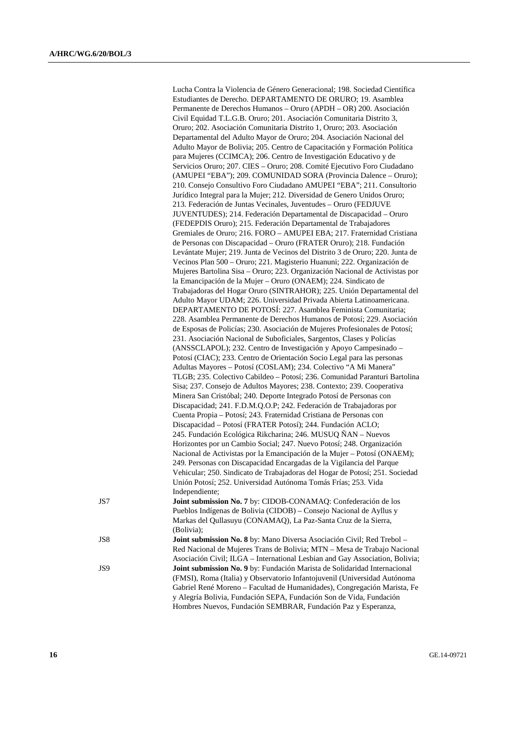Lucha Contra la Violencia de Género Generacional; 198. Sociedad Científica Estudiantes de Derecho. DEPARTAMENTO DE ORURO; 19. Asamblea Permanente de Derechos Humanos – Oruro (APDH – OR) 200. Asociación Civil Equidad T.L.G.B. Oruro; 201. Asociación Comunitaria Distrito 3, Oruro; 202. Asociación Comunitaria Distrito 1, Oruro; 203. Asociación Departamental del Adulto Mayor de Oruro; 204. Asociación Nacional del Adulto Mayor de Bolivia; 205. Centro de Capacitación y Formación Política para Mujeres (CCIMCA); 206. Centro de Investigación Educativo y de Servicios Oruro; 207. CIES – Oruro; 208. Comité Ejecutivo Foro Ciudadano (AMUPEI "EBA"); 209. COMUNIDAD SORA (Provincia Dalence – Oruro); 210. Consejo Consultivo Foro Ciudadano AMUPEI "EBA"; 211. Consultorio Jurídico Integral para la Mujer; 212. Diversidad de Genero Unidos Oruro; 213. Federación de Juntas Vecinales, Juventudes – Oruro (FEDJUVE JUVENTUDES); 214. Federación Departamental de Discapacidad – Oruro (FEDEPDIS Oruro); 215. Federación Departamental de Trabajadores Gremiales de Oruro; 216. FORO – AMUPEI EBA; 217. Fraternidad Cristiana de Personas con Discapacidad – Oruro (FRATER Oruro); 218. Fundación Levántate Mujer; 219. Junta de Vecinos del Distrito 3 de Oruro; 220. Junta de Vecinos Plan 500 – Oruro; 221. Magisterio Huanuni; 222. Organización de Mujeres Bartolina Sisa – Oruro; 223. Organización Nacional de Activistas por la Emancipación de la Mujer – Oruro (ONAEM); 224. Sindicato de Trabajadoras del Hogar Oruro (SINTRAHOR); 225. Unión Departamental del Adulto Mayor UDAM; 226. Universidad Privada Abierta Latinoamericana. DEPARTAMENTO DE POTOSÍ: 227. Asamblea Feminista Comunitaria; 228. Asamblea Permanente de Derechos Humanos de Potosí; 229. Asociación de Esposas de Policías; 230. Asociación de Mujeres Profesionales de Potosí; 231. Asociación Nacional de Suboficiales, Sargentos, Clases y Policías (ANSSCLAPOL); 232. Centro de Investigación y Apoyo Campesinado – Potosí (CIAC); 233. Centro de Orientación Socio Legal para las personas Adultas Mayores – Potosí (COSLAM); 234. Colectivo "A Mi Manera" TLGB; 235. Colectivo Cabildeo – Potosí; 236. Comunidad Paranturi Bartolina Sisa; 237. Consejo de Adultos Mayores; 238. Contexto; 239. Cooperativa Minera San Cristóbal; 240. Deporte Integrado Potosí de Personas con Discapacidad; 241. F.D.M.Q.O.P; 242. Federación de Trabajadoras por Cuenta Propia – Potosí; 243. Fraternidad Cristiana de Personas con Discapacidad – Potosí (FRATER Potosí); 244. Fundación ACLO; 245. Fundación Ecológica Rikcharina; 246. MUSUQ ÑAN – Nuevos Horizontes por un Cambio Social; 247. Nuevo Potosí; 248. Organización Nacional de Activistas por la Emancipación de la Mujer – Potosí (ONAEM); 249. Personas con Discapacidad Encargadas de la Vigilancia del Parque Vehicular; 250. Sindicato de Trabajadoras del Hogar de Potosí; 251. Sociedad Unión Potosí; 252. Universidad Autónoma Tomás Frías; 253. Vida Independiente;

JS7 **Joint submission No. 7** by: CIDOB-CONAMAQ: Confederación de los Pueblos Indígenas de Bolivia (CIDOB) – Consejo Nacional de Ayllus y Markas del Qullasuyu (CONAMAQ), La Paz-Santa Cruz de la Sierra, (Bolivia);

JS8 **Joint submission No. 8** by: Mano Diversa Asociación Civil; Red Trebol – Red Nacional de Mujeres Trans de Bolivia; MTN – Mesa de Trabajo Nacional Asociación Civil; ILGA – International Lesbian and Gay Association, Bolivia;

JS9 **Joint submission No. 9** by: Fundación Marista de Solidaridad Internacional (FMSI), Roma (Italia) y Observatorio Infantojuvenil (Universidad Autónoma Gabriel René Moreno – Facultad de Humanidades), Congregación Marista, Fe y Alegría Bolivia, Fundación SEPA, Fundación Son de Vida, Fundación Hombres Nuevos, Fundación SEMBRAR, Fundación Paz y Esperanza,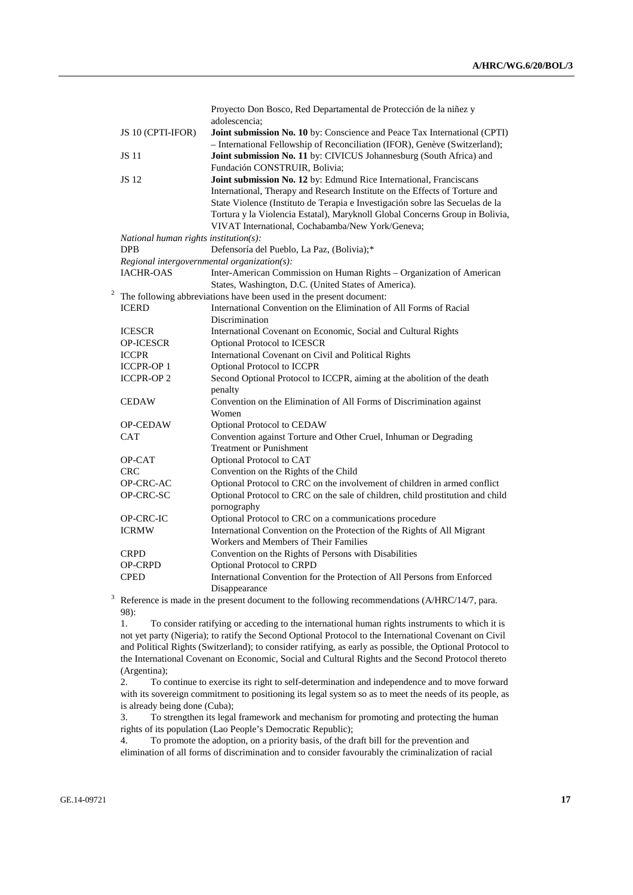| | |
|---|---|
| | Proyecto Don Bosco, Red Departamental de Protección de la niñez y adolescencia; |
| JS 10 (CPTI-IFOR) | **Joint submission No. 10** by: Conscience and Peace Tax International (CPTI) – International Fellowship of Reconciliation (IFOR), Genève (Switzerland); |
| JS 11 | **Joint submission No. 11** by: CIVICUS Johannesburg (South Africa) and Fundación CONSTRUIR, Bolivia; |
| JS 12 | **Joint submission No. 12** by: Edmund Rice International, Franciscans International, Therapy and Research Institute on the Effects of Torture and State Violence (Instituto de Terapia e Investigación sobre las Secuelas de la Tortura y la Violencia Estatal), Maryknoll Global Concerns Group in Bolivia, VIVAT International, Cochabamba/New York/Geneva; |
| *National human rights institution(s):* | |
| DPB | Defensoría del Pueblo, La Paz, (Bolivia);* |
| *Regional intergovernmental organization(s):* | |
| IACHR-OAS | Inter-American Commission on Human Rights – Organization of American States, Washington, D.C. (United States of America). |

[2] The following abbreviations have been used in the present document:

| | |
|---|---|
| ICERD | International Convention on the Elimination of All Forms of Racial Discrimination |
| ICESCR | International Covenant on Economic, Social and Cultural Rights |
| OP-ICESCR | Optional Protocol to ICESCR |
| ICCPR | International Covenant on Civil and Political Rights |
| ICCPR-OP 1 | Optional Protocol to ICCPR |
| ICCPR-OP 2 | Second Optional Protocol to ICCPR, aiming at the abolition of the death penalty |
| CEDAW | Convention on the Elimination of All Forms of Discrimination against Women |
| OP-CEDAW | Optional Protocol to CEDAW |
| CAT | Convention against Torture and Other Cruel, Inhuman or Degrading Treatment or Punishment |
| OP-CAT | Optional Protocol to CAT |
| CRC | Convention on the Rights of the Child |
| OP-CRC-AC | Optional Protocol to CRC on the involvement of children in armed conflict |
| OP-CRC-SC | Optional Protocol to CRC on the sale of children, child prostitution and child pornography |
| OP-CRC-IC | Optional Protocol to CRC on a communications procedure |
| ICRMW | International Convention on the Protection of the Rights of All Migrant Workers and Members of Their Families |
| CRPD | Convention on the Rights of Persons with Disabilities |
| OP-CRPD | Optional Protocol to CRPD |
| CPED | International Convention for the Protection of All Persons from Enforced Disappearance |

[3] Reference is made in the present document to the following recommendations (A/HRC/14/7, para. 98):

1. To consider ratifying or acceding to the international human rights instruments to which it is not yet party (Nigeria); to ratify the Second Optional Protocol to the International Covenant on Civil and Political Rights (Switzerland); to consider ratifying, as early as possible, the Optional Protocol to the International Covenant on Economic, Social and Cultural Rights and the Second Protocol thereto (Argentina);

2. To continue to exercise its right to self-determination and independence and to move forward with its sovereign commitment to positioning its legal system so as to meet the needs of its people, as is already being done (Cuba);

3. To strengthen its legal framework and mechanism for promoting and protecting the human rights of its population (Lao People's Democratic Republic);

4. To promote the adoption, on a priority basis, of the draft bill for the prevention and elimination of all forms of discrimination and to consider favourably the criminalization of racial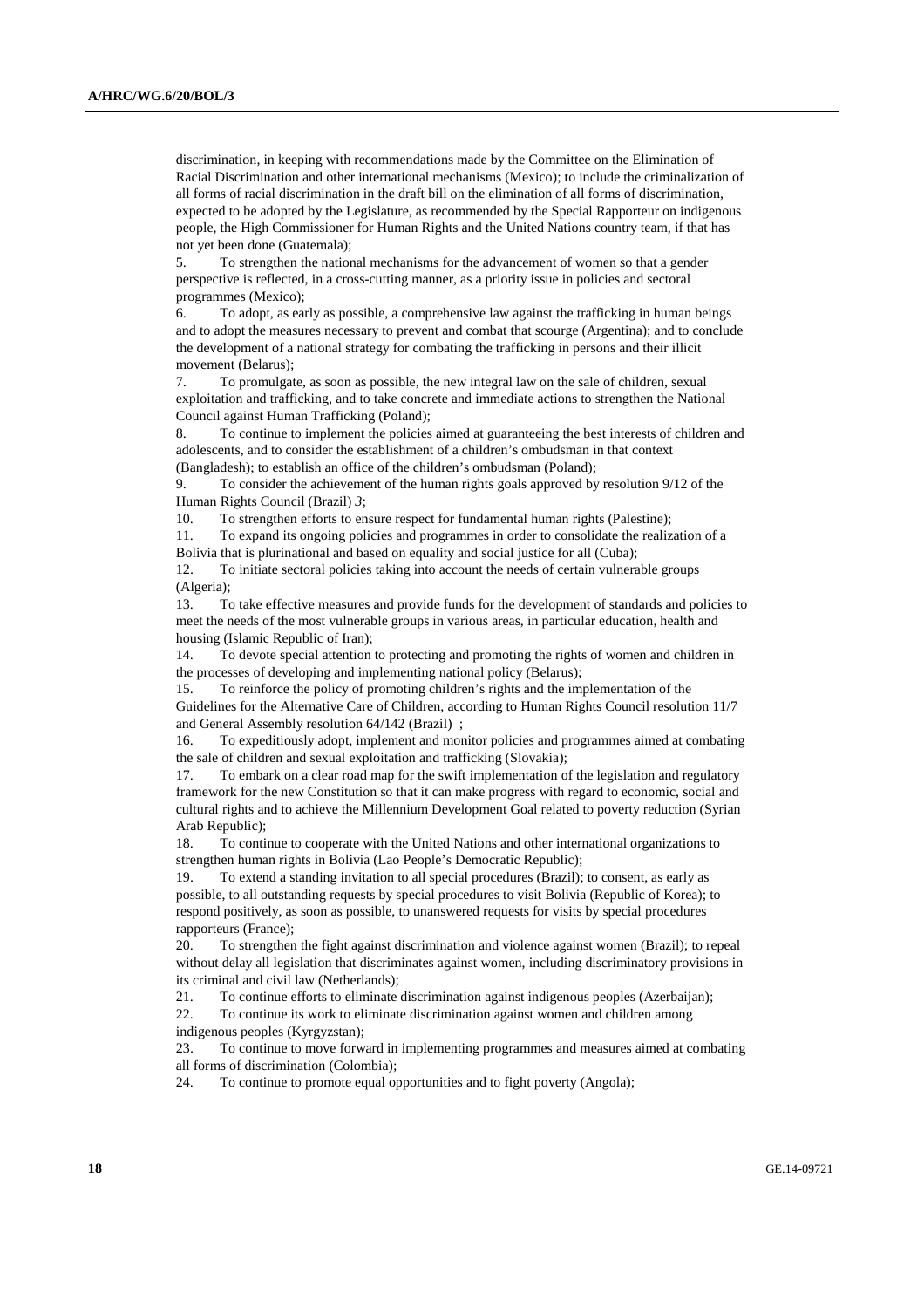discrimination, in keeping with recommendations made by the Committee on the Elimination of Racial Discrimination and other international mechanisms (Mexico); to include the criminalization of all forms of racial discrimination in the draft bill on the elimination of all forms of discrimination, expected to be adopted by the Legislature, as recommended by the Special Rapporteur on indigenous people, the High Commissioner for Human Rights and the United Nations country team, if that has not yet been done (Guatemala);

5. To strengthen the national mechanisms for the advancement of women so that a gender perspective is reflected, in a cross-cutting manner, as a priority issue in policies and sectoral programmes (Mexico);

6. To adopt, as early as possible, a comprehensive law against the trafficking in human beings and to adopt the measures necessary to prevent and combat that scourge (Argentina); and to conclude the development of a national strategy for combating the trafficking in persons and their illicit movement (Belarus);

7. To promulgate, as soon as possible, the new integral law on the sale of children, sexual exploitation and trafficking, and to take concrete and immediate actions to strengthen the National Council against Human Trafficking (Poland);

8. To continue to implement the policies aimed at guaranteeing the best interests of children and adolescents, and to consider the establishment of a children's ombudsman in that context (Bangladesh); to establish an office of the children's ombudsman (Poland);

9. To consider the achievement of the human rights goals approved by resolution 9/12 of the Human Rights Council (Brazil) *3*;

10. To strengthen efforts to ensure respect for fundamental human rights (Palestine);

11. To expand its ongoing policies and programmes in order to consolidate the realization of a Bolivia that is plurinational and based on equality and social justice for all (Cuba);

12. To initiate sectoral policies taking into account the needs of certain vulnerable groups (Algeria);

13. To take effective measures and provide funds for the development of standards and policies to meet the needs of the most vulnerable groups in various areas, in particular education, health and housing (Islamic Republic of Iran);

14. To devote special attention to protecting and promoting the rights of women and children in the processes of developing and implementing national policy (Belarus);

15. To reinforce the policy of promoting children's rights and the implementation of the Guidelines for the Alternative Care of Children, according to Human Rights Council resolution 11/7 and General Assembly resolution 64/142 (Brazil) ;

16. To expeditiously adopt, implement and monitor policies and programmes aimed at combating the sale of children and sexual exploitation and trafficking (Slovakia);

17. To embark on a clear road map for the swift implementation of the legislation and regulatory framework for the new Constitution so that it can make progress with regard to economic, social and cultural rights and to achieve the Millennium Development Goal related to poverty reduction (Syrian Arab Republic);

18. To continue to cooperate with the United Nations and other international organizations to strengthen human rights in Bolivia (Lao People's Democratic Republic);

19. To extend a standing invitation to all special procedures (Brazil); to consent, as early as possible, to all outstanding requests by special procedures to visit Bolivia (Republic of Korea); to respond positively, as soon as possible, to unanswered requests for visits by special procedures rapporteurs (France);

20. To strengthen the fight against discrimination and violence against women (Brazil); to repeal without delay all legislation that discriminates against women, including discriminatory provisions in its criminal and civil law (Netherlands);

21. To continue efforts to eliminate discrimination against indigenous peoples (Azerbaijan);

22. To continue its work to eliminate discrimination against women and children among indigenous peoples (Kyrgyzstan);

23. To continue to move forward in implementing programmes and measures aimed at combating all forms of discrimination (Colombia);

24. To continue to promote equal opportunities and to fight poverty (Angola);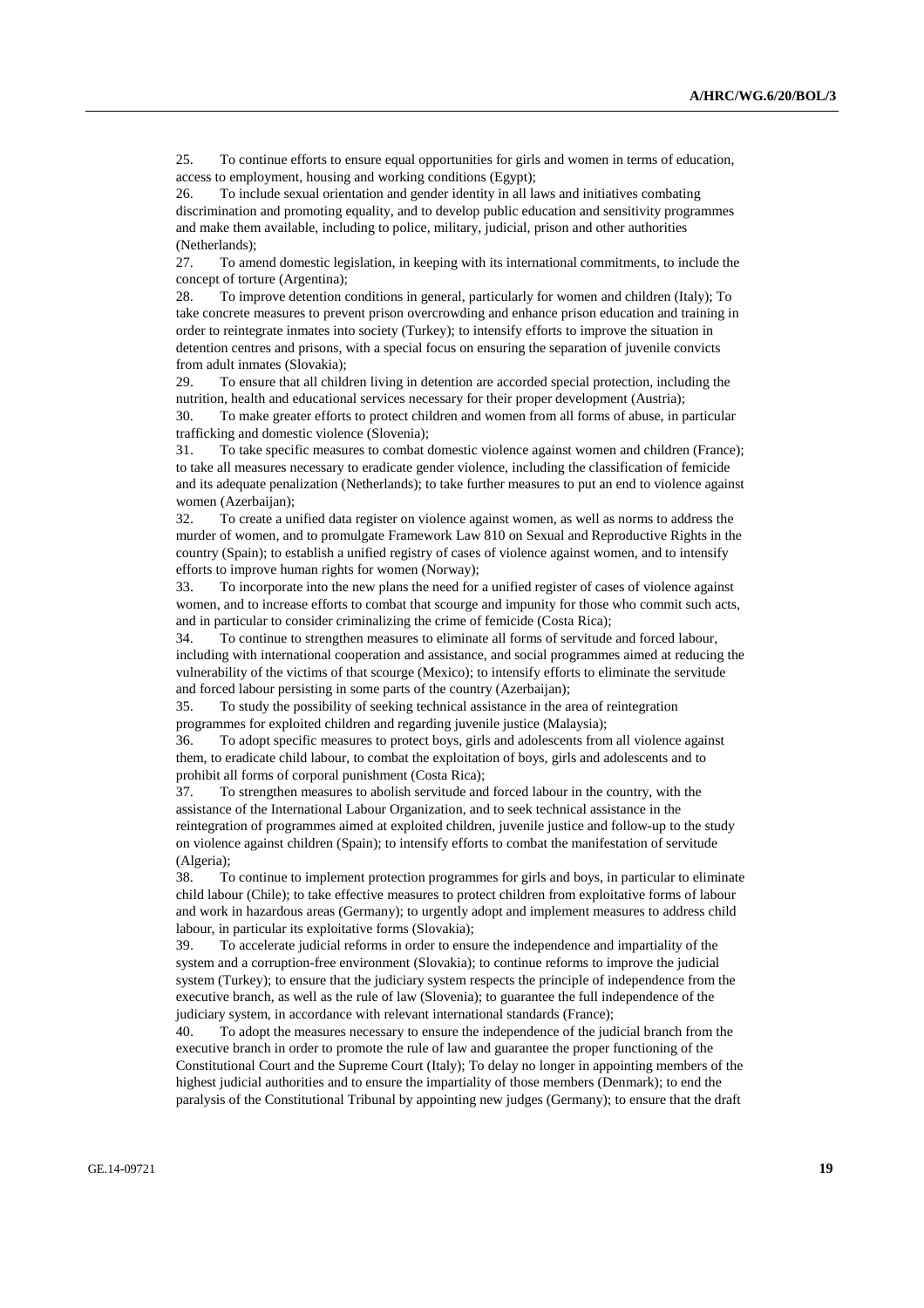25. To continue efforts to ensure equal opportunities for girls and women in terms of education, access to employment, housing and working conditions (Egypt);

26. To include sexual orientation and gender identity in all laws and initiatives combating discrimination and promoting equality, and to develop public education and sensitivity programmes and make them available, including to police, military, judicial, prison and other authorities (Netherlands);

27. To amend domestic legislation, in keeping with its international commitments, to include the concept of torture (Argentina);

28. To improve detention conditions in general, particularly for women and children (Italy); To take concrete measures to prevent prison overcrowding and enhance prison education and training in order to reintegrate inmates into society (Turkey); to intensify efforts to improve the situation in detention centres and prisons, with a special focus on ensuring the separation of juvenile convicts from adult inmates (Slovakia);

29. To ensure that all children living in detention are accorded special protection, including the nutrition, health and educational services necessary for their proper development (Austria);

30. To make greater efforts to protect children and women from all forms of abuse, in particular trafficking and domestic violence (Slovenia);

31. To take specific measures to combat domestic violence against women and children (France); to take all measures necessary to eradicate gender violence, including the classification of femicide and its adequate penalization (Netherlands); to take further measures to put an end to violence against women (Azerbaijan);

32. To create a unified data register on violence against women, as well as norms to address the murder of women, and to promulgate Framework Law 810 on Sexual and Reproductive Rights in the country (Spain); to establish a unified registry of cases of violence against women, and to intensify efforts to improve human rights for women (Norway);

33. To incorporate into the new plans the need for a unified register of cases of violence against women, and to increase efforts to combat that scourge and impunity for those who commit such acts, and in particular to consider criminalizing the crime of femicide (Costa Rica);

34. To continue to strengthen measures to eliminate all forms of servitude and forced labour, including with international cooperation and assistance, and social programmes aimed at reducing the vulnerability of the victims of that scourge (Mexico); to intensify efforts to eliminate the servitude and forced labour persisting in some parts of the country (Azerbaijan);

35. To study the possibility of seeking technical assistance in the area of reintegration programmes for exploited children and regarding juvenile justice (Malaysia);

36. To adopt specific measures to protect boys, girls and adolescents from all violence against them, to eradicate child labour, to combat the exploitation of boys, girls and adolescents and to prohibit all forms of corporal punishment (Costa Rica);

37. To strengthen measures to abolish servitude and forced labour in the country, with the assistance of the International Labour Organization, and to seek technical assistance in the reintegration of programmes aimed at exploited children, juvenile justice and follow-up to the study on violence against children (Spain); to intensify efforts to combat the manifestation of servitude (Algeria);

38. To continue to implement protection programmes for girls and boys, in particular to eliminate child labour (Chile); to take effective measures to protect children from exploitative forms of labour and work in hazardous areas (Germany); to urgently adopt and implement measures to address child labour, in particular its exploitative forms (Slovakia);

39. To accelerate judicial reforms in order to ensure the independence and impartiality of the system and a corruption-free environment (Slovakia); to continue reforms to improve the judicial system (Turkey); to ensure that the judiciary system respects the principle of independence from the executive branch, as well as the rule of law (Slovenia); to guarantee the full independence of the judiciary system, in accordance with relevant international standards (France);

40. To adopt the measures necessary to ensure the independence of the judicial branch from the executive branch in order to promote the rule of law and guarantee the proper functioning of the Constitutional Court and the Supreme Court (Italy); To delay no longer in appointing members of the highest judicial authorities and to ensure the impartiality of those members (Denmark); to end the paralysis of the Constitutional Tribunal by appointing new judges (Germany); to ensure that the draft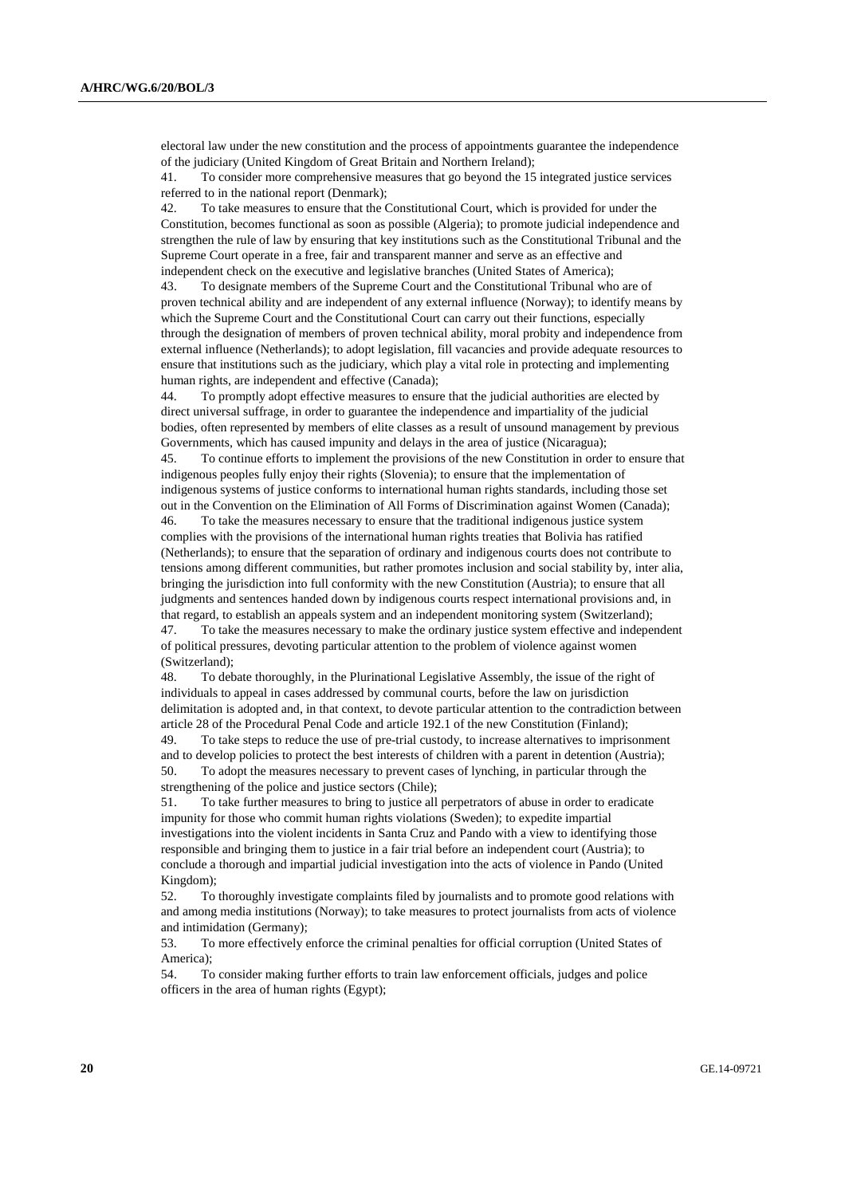electoral law under the new constitution and the process of appointments guarantee the independence of the judiciary (United Kingdom of Great Britain and Northern Ireland);

41. To consider more comprehensive measures that go beyond the 15 integrated justice services referred to in the national report (Denmark);

42. To take measures to ensure that the Constitutional Court, which is provided for under the Constitution, becomes functional as soon as possible (Algeria); to promote judicial independence and strengthen the rule of law by ensuring that key institutions such as the Constitutional Tribunal and the Supreme Court operate in a free, fair and transparent manner and serve as an effective and independent check on the executive and legislative branches (United States of America);

43. To designate members of the Supreme Court and the Constitutional Tribunal who are of proven technical ability and are independent of any external influence (Norway); to identify means by which the Supreme Court and the Constitutional Court can carry out their functions, especially through the designation of members of proven technical ability, moral probity and independence from external influence (Netherlands); to adopt legislation, fill vacancies and provide adequate resources to ensure that institutions such as the judiciary, which play a vital role in protecting and implementing human rights, are independent and effective (Canada);

44. To promptly adopt effective measures to ensure that the judicial authorities are elected by direct universal suffrage, in order to guarantee the independence and impartiality of the judicial bodies, often represented by members of elite classes as a result of unsound management by previous Governments, which has caused impunity and delays in the area of justice (Nicaragua);

45. To continue efforts to implement the provisions of the new Constitution in order to ensure that indigenous peoples fully enjoy their rights (Slovenia); to ensure that the implementation of indigenous systems of justice conforms to international human rights standards, including those set out in the Convention on the Elimination of All Forms of Discrimination against Women (Canada);

46. To take the measures necessary to ensure that the traditional indigenous justice system complies with the provisions of the international human rights treaties that Bolivia has ratified (Netherlands); to ensure that the separation of ordinary and indigenous courts does not contribute to tensions among different communities, but rather promotes inclusion and social stability by, inter alia, bringing the jurisdiction into full conformity with the new Constitution (Austria); to ensure that all judgments and sentences handed down by indigenous courts respect international provisions and, in that regard, to establish an appeals system and an independent monitoring system (Switzerland);

47. To take the measures necessary to make the ordinary justice system effective and independent of political pressures, devoting particular attention to the problem of violence against women (Switzerland);

48. To debate thoroughly, in the Plurinational Legislative Assembly, the issue of the right of individuals to appeal in cases addressed by communal courts, before the law on jurisdiction delimitation is adopted and, in that context, to devote particular attention to the contradiction between article 28 of the Procedural Penal Code and article 192.1 of the new Constitution (Finland);

49. To take steps to reduce the use of pre-trial custody, to increase alternatives to imprisonment and to develop policies to protect the best interests of children with a parent in detention (Austria);

50. To adopt the measures necessary to prevent cases of lynching, in particular through the strengthening of the police and justice sectors (Chile);

51. To take further measures to bring to justice all perpetrators of abuse in order to eradicate impunity for those who commit human rights violations (Sweden); to expedite impartial investigations into the violent incidents in Santa Cruz and Pando with a view to identifying those responsible and bringing them to justice in a fair trial before an independent court (Austria); to conclude a thorough and impartial judicial investigation into the acts of violence in Pando (United Kingdom);

52. To thoroughly investigate complaints filed by journalists and to promote good relations with and among media institutions (Norway); to take measures to protect journalists from acts of violence and intimidation (Germany);

53. To more effectively enforce the criminal penalties for official corruption (United States of America);

54. To consider making further efforts to train law enforcement officials, judges and police officers in the area of human rights (Egypt);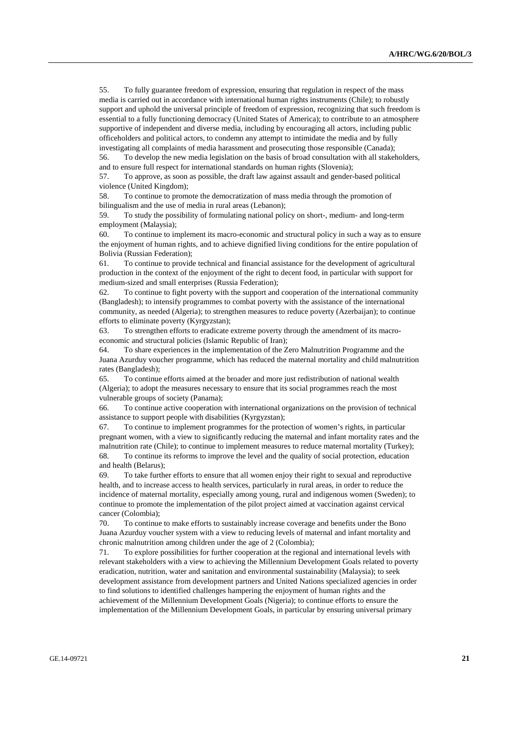55. To fully guarantee freedom of expression, ensuring that regulation in respect of the mass media is carried out in accordance with international human rights instruments (Chile); to robustly support and uphold the universal principle of freedom of expression, recognizing that such freedom is essential to a fully functioning democracy (United States of America); to contribute to an atmosphere supportive of independent and diverse media, including by encouraging all actors, including public officeholders and political actors, to condemn any attempt to intimidate the media and by fully investigating all complaints of media harassment and prosecuting those responsible (Canada);

56. To develop the new media legislation on the basis of broad consultation with all stakeholders, and to ensure full respect for international standards on human rights (Slovenia);

57. To approve, as soon as possible, the draft law against assault and gender-based political violence (United Kingdom);

58. To continue to promote the democratization of mass media through the promotion of bilingualism and the use of media in rural areas (Lebanon);

59. To study the possibility of formulating national policy on short-, medium- and long-term employment (Malaysia);

60. To continue to implement its macro-economic and structural policy in such a way as to ensure the enjoyment of human rights, and to achieve dignified living conditions for the entire population of Bolivia (Russian Federation);

61. To continue to provide technical and financial assistance for the development of agricultural production in the context of the enjoyment of the right to decent food, in particular with support for medium-sized and small enterprises (Russia Federation);

62. To continue to fight poverty with the support and cooperation of the international community (Bangladesh); to intensify programmes to combat poverty with the assistance of the international community, as needed (Algeria); to strengthen measures to reduce poverty (Azerbaijan); to continue efforts to eliminate poverty (Kyrgyzstan);

63. To strengthen efforts to eradicate extreme poverty through the amendment of its macro-economic and structural policies (Islamic Republic of Iran);

64. To share experiences in the implementation of the Zero Malnutrition Programme and the Juana Azurduy voucher programme, which has reduced the maternal mortality and child malnutrition rates (Bangladesh);

65. To continue efforts aimed at the broader and more just redistribution of national wealth (Algeria); to adopt the measures necessary to ensure that its social programmes reach the most vulnerable groups of society (Panama);

66. To continue active cooperation with international organizations on the provision of technical assistance to support people with disabilities (Kyrgyzstan);

67. To continue to implement programmes for the protection of women's rights, in particular pregnant women, with a view to significantly reducing the maternal and infant mortality rates and the malnutrition rate (Chile); to continue to implement measures to reduce maternal mortality (Turkey);

68. To continue its reforms to improve the level and the quality of social protection, education and health (Belarus);

69. To take further efforts to ensure that all women enjoy their right to sexual and reproductive health, and to increase access to health services, particularly in rural areas, in order to reduce the incidence of maternal mortality, especially among young, rural and indigenous women (Sweden); to continue to promote the implementation of the pilot project aimed at vaccination against cervical cancer (Colombia);

70. To continue to make efforts to sustainably increase coverage and benefits under the Bono Juana Azurduy voucher system with a view to reducing levels of maternal and infant mortality and chronic malnutrition among children under the age of 2 (Colombia);

71. To explore possibilities for further cooperation at the regional and international levels with relevant stakeholders with a view to achieving the Millennium Development Goals related to poverty eradication, nutrition, water and sanitation and environmental sustainability (Malaysia); to seek development assistance from development partners and United Nations specialized agencies in order to find solutions to identified challenges hampering the enjoyment of human rights and the achievement of the Millennium Development Goals (Nigeria); to continue efforts to ensure the implementation of the Millennium Development Goals, in particular by ensuring universal primary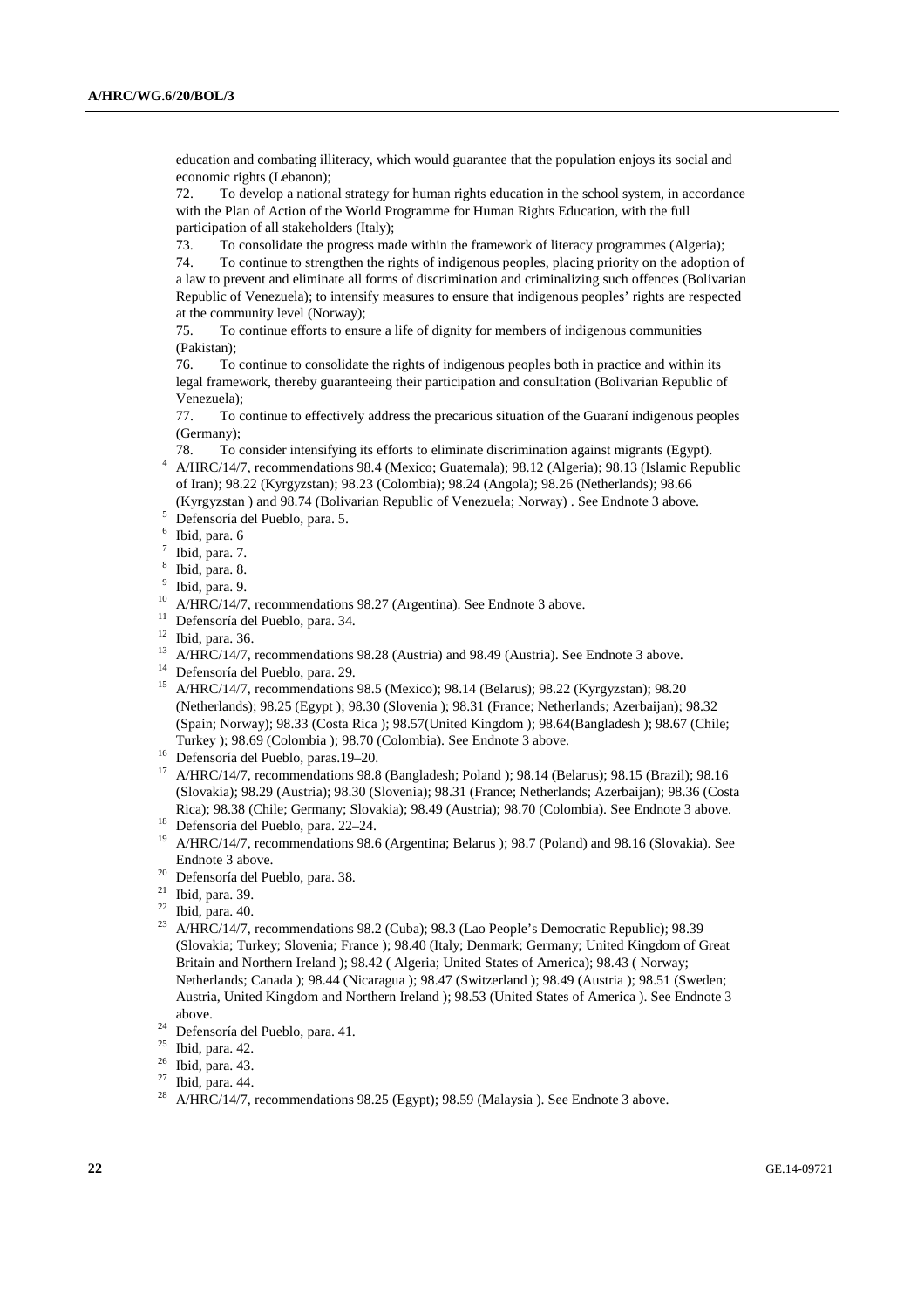education and combating illiteracy, which would guarantee that the population enjoys its social and economic rights (Lebanon);

72. To develop a national strategy for human rights education in the school system, in accordance with the Plan of Action of the World Programme for Human Rights Education, with the full participation of all stakeholders (Italy);

73. To consolidate the progress made within the framework of literacy programmes (Algeria);

74. To continue to strengthen the rights of indigenous peoples, placing priority on the adoption of a law to prevent and eliminate all forms of discrimination and criminalizing such offences (Bolivarian Republic of Venezuela); to intensify measures to ensure that indigenous peoples' rights are respected at the community level (Norway);

75. To continue efforts to ensure a life of dignity for members of indigenous communities (Pakistan);

76. To continue to consolidate the rights of indigenous peoples both in practice and within its legal framework, thereby guaranteeing their participation and consultation (Bolivarian Republic of Venezuela);

77. To continue to effectively address the precarious situation of the Guaraní indigenous peoples (Germany);

78. To consider intensifying its efforts to eliminate discrimination against migrants (Egypt).

[4] A/HRC/14/7, recommendations 98.4 (Mexico; Guatemala); 98.12 (Algeria); 98.13 (Islamic Republic of Iran); 98.22 (Kyrgyzstan); 98.23 (Colombia); 98.24 (Angola); 98.26 (Netherlands); 98.66 (Kyrgyzstan ) and 98.74 (Bolivarian Republic of Venezuela; Norway) . See Endnote 3 above.

[5] Defensoría del Pueblo, para. 5.

[6] Ibid, para. 6

[7] Ibid, para. 7.

[8] Ibid, para. 8.

[9] Ibid, para. 9.

[10] A/HRC/14/7, recommendations 98.27 (Argentina). See Endnote 3 above.

[11] Defensoría del Pueblo, para. 34.

[12] Ibid, para. 36.

[13] A/HRC/14/7, recommendations 98.28 (Austria) and 98.49 (Austria). See Endnote 3 above.

[14] Defensoría del Pueblo, para. 29.

[15] A/HRC/14/7, recommendations 98.5 (Mexico); 98.14 (Belarus); 98.22 (Kyrgyzstan); 98.20 (Netherlands); 98.25 (Egypt ); 98.30 (Slovenia ); 98.31 (France; Netherlands; Azerbaijan); 98.32 (Spain; Norway); 98.33 (Costa Rica ); 98.57(United Kingdom ); 98.64(Bangladesh ); 98.67 (Chile; Turkey ); 98.69 (Colombia ); 98.70 (Colombia). See Endnote 3 above.

[16] Defensoría del Pueblo, paras.19–20.

[17] A/HRC/14/7, recommendations 98.8 (Bangladesh; Poland ); 98.14 (Belarus); 98.15 (Brazil); 98.16 (Slovakia); 98.29 (Austria); 98.30 (Slovenia); 98.31 (France; Netherlands; Azerbaijan); 98.36 (Costa Rica); 98.38 (Chile; Germany; Slovakia); 98.49 (Austria); 98.70 (Colombia). See Endnote 3 above.

[18] Defensoría del Pueblo, para. 22–24.

[19] A/HRC/14/7, recommendations 98.6 (Argentina; Belarus ); 98.7 (Poland) and 98.16 (Slovakia). See Endnote 3 above.

[20] Defensoría del Pueblo, para. 38.

[21] Ibid, para. 39.

[22] Ibid, para. 40.

[23] A/HRC/14/7, recommendations 98.2 (Cuba); 98.3 (Lao People's Democratic Republic); 98.39 (Slovakia; Turkey; Slovenia; France ); 98.40 (Italy; Denmark; Germany; United Kingdom of Great Britain and Northern Ireland ); 98.42 ( Algeria; United States of America); 98.43 ( Norway; Netherlands; Canada ); 98.44 (Nicaragua ); 98.47 (Switzerland ); 98.49 (Austria ); 98.51 (Sweden; Austria, United Kingdom and Northern Ireland ); 98.53 (United States of America ). See Endnote 3 above.

[24] Defensoría del Pueblo, para. 41.

[25] Ibid, para. 42.

[26] Ibid, para. 43.

[27] Ibid, para. 44.

[28] A/HRC/14/7, recommendations 98.25 (Egypt); 98.59 (Malaysia ). See Endnote 3 above.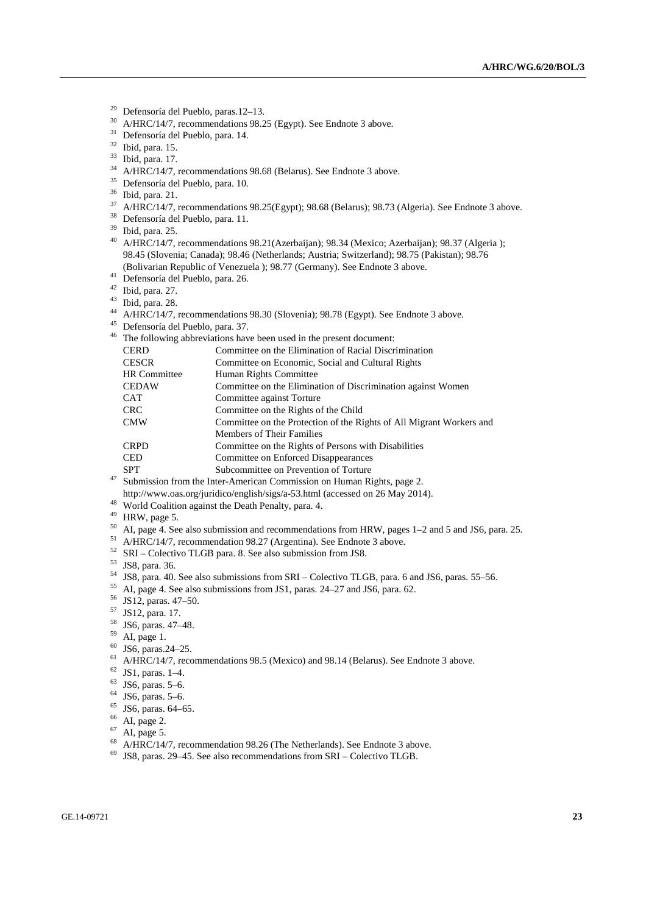[29] Defensoría del Pueblo, paras.12–13.

[30] A/HRC/14/7, recommendations 98.25 (Egypt). See Endnote 3 above.

[31] Defensoría del Pueblo, para. 14.

[32] Ibid, para. 15.

[33] Ibid, para. 17.

[34] A/HRC/14/7, recommendations 98.68 (Belarus). See Endnote 3 above.

[35] Defensoría del Pueblo, para. 10.

[36] Ibid, para. 21.

[37] A/HRC/14/7, recommendations 98.25(Egypt); 98.68 (Belarus); 98.73 (Algeria). See Endnote 3 above.

[38] Defensoría del Pueblo, para. 11.

[39] Ibid, para. 25.

[40] A/HRC/14/7, recommendations 98.21(Azerbaijan); 98.34 (Mexico; Azerbaijan); 98.37 (Algeria ); 98.45 (Slovenia; Canada); 98.46 (Netherlands; Austria; Switzerland); 98.75 (Pakistan); 98.76 (Bolivarian Republic of Venezuela ); 98.77 (Germany). See Endnote 3 above.

[41] Defensoría del Pueblo, para. 26.

[42] Ibid, para. 27.

[43] Ibid, para. 28.

[44] A/HRC/14/7, recommendations 98.30 (Slovenia); 98.78 (Egypt). See Endnote 3 above.

[45] Defensoría del Pueblo, para. 37.

[46] The following abbreviations have been used in the present document:

| | |
|---|---|
| CERD | Committee on the Elimination of Racial Discrimination |
| CESCR | Committee on Economic, Social and Cultural Rights |
| HR Committee | Human Rights Committee |
| CEDAW | Committee on the Elimination of Discrimination against Women |
| CAT | Committee against Torture |
| CRC | Committee on the Rights of the Child |
| CMW | Committee on the Protection of the Rights of All Migrant Workers and Members of Their Families |
| CRPD | Committee on the Rights of Persons with Disabilities |
| CED | Committee on Enforced Disappearances |
| SPT | Subcommittee on Prevention of Torture |

[47] Submission from the Inter-American Commission on Human Rights, page 2. http://www.oas.org/juridico/english/sigs/a-53.html (accessed on 26 May 2014).

[48] World Coalition against the Death Penalty, para. 4.

[49] HRW, page 5.

[50] AI, page 4. See also submission and recommendations from HRW, pages 1–2 and 5 and JS6, para. 25.

[51] A/HRC/14/7, recommendation 98.27 (Argentina). See Endnote 3 above.

[52] SRI – Colectivo TLGB para. 8. See also submission from JS8.

[53] JS8, para. 36.

[54] JS8, para. 40. See also submissions from SRI – Colectivo TLGB, para. 6 and JS6, paras. 55–56.

[55] AI, page 4. See also submissions from JS1, paras. 24–27 and JS6, para. 62.

[56] JS12, paras. 47–50.

[57] JS12, para. 17.

[58] JS6, paras. 47–48.

[59] AI, page 1.

[60] JS6, paras.24–25.

[61] A/HRC/14/7, recommendations 98.5 (Mexico) and 98.14 (Belarus). See Endnote 3 above.

[62] JS1, paras. 1–4.

[63] JS6, paras. 5–6.

[64] JS6, paras. 5–6.

[65] JS6, paras. 64–65.

[66] AI, page 2.

[67] AI, page 5.

[68] A/HRC/14/7, recommendation 98.26 (The Netherlands). See Endnote 3 above.

[69] JS8, paras. 29–45. See also recommendations from SRI – Colectivo TLGB.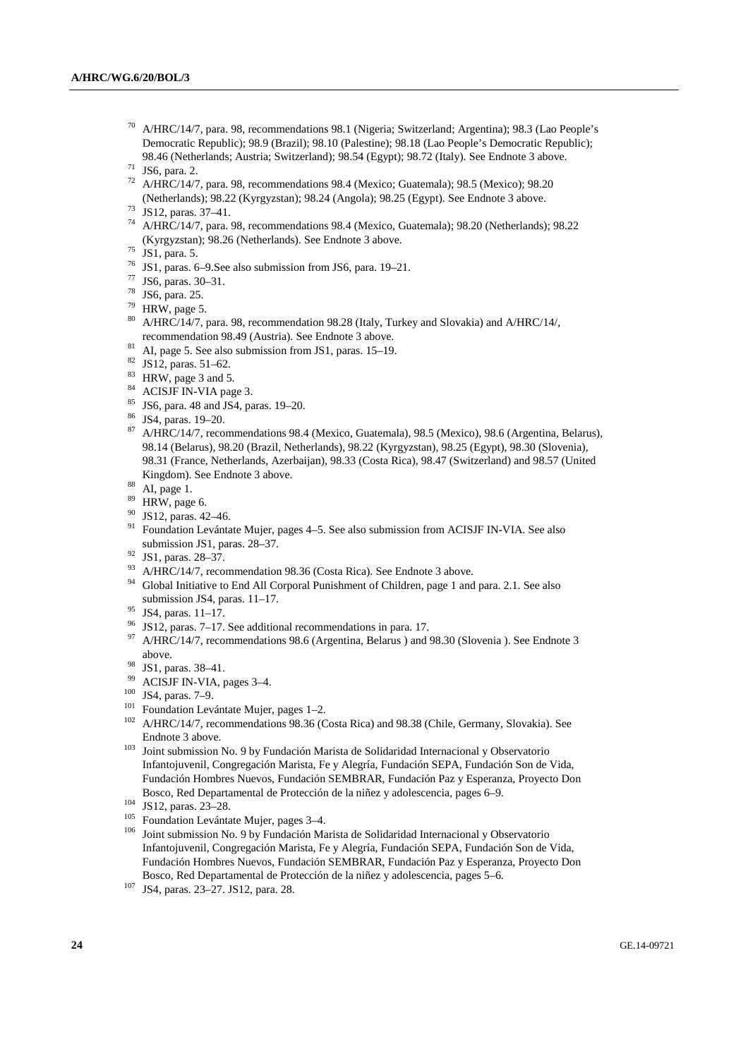[70] A/HRC/14/7, para. 98, recommendations 98.1 (Nigeria; Switzerland; Argentina); 98.3 (Lao People's Democratic Republic); 98.9 (Brazil); 98.10 (Palestine); 98.18 (Lao People's Democratic Republic); 98.46 (Netherlands; Austria; Switzerland); 98.54 (Egypt); 98.72 (Italy). See Endnote 3 above.

[71] JS6, para. 2.

[72] A/HRC/14/7, para. 98, recommendations 98.4 (Mexico; Guatemala); 98.5 (Mexico); 98.20 (Netherlands); 98.22 (Kyrgyzstan); 98.24 (Angola); 98.25 (Egypt). See Endnote 3 above.

[73] JS12, paras. 37–41.

[74] A/HRC/14/7, para. 98, recommendations 98.4 (Mexico, Guatemala); 98.20 (Netherlands); 98.22 (Kyrgyzstan); 98.26 (Netherlands). See Endnote 3 above.

[75] JS1, para. 5.

[76] JS1, paras. 6–9.See also submission from JS6, para. 19–21.

[77] JS6, paras. 30–31.

[78] JS6, para. 25.

[79] HRW, page 5.

[80] A/HRC/14/7, para. 98, recommendation 98.28 (Italy, Turkey and Slovakia) and A/HRC/14/, recommendation 98.49 (Austria). See Endnote 3 above.

[81] AI, page 5. See also submission from JS1, paras. 15–19.

[82] JS12, paras. 51–62.

[83] HRW, page 3 and 5.

[84] ACISJF IN-VIA page 3.

[85] JS6, para. 48 and JS4, paras. 19–20.

[86] JS4, paras. 19–20.

[87] A/HRC/14/7, recommendations 98.4 (Mexico, Guatemala), 98.5 (Mexico), 98.6 (Argentina, Belarus), 98.14 (Belarus), 98.20 (Brazil, Netherlands), 98.22 (Kyrgyzstan), 98.25 (Egypt), 98.30 (Slovenia), 98.31 (France, Netherlands, Azerbaijan), 98.33 (Costa Rica), 98.47 (Switzerland) and 98.57 (United Kingdom). See Endnote 3 above.

[88] AI, page 1.

[89] HRW, page 6.

[90] JS12, paras. 42–46.

[91] Foundation Levántate Mujer, pages 4–5. See also submission from ACISJF IN-VIA. See also submission JS1, paras. 28–37.

[92] JS1, paras. 28–37.

[93] A/HRC/14/7, recommendation 98.36 (Costa Rica). See Endnote 3 above.

[94] Global Initiative to End All Corporal Punishment of Children, page 1 and para. 2.1. See also submission JS4, paras. 11–17.

[95] JS4, paras. 11–17.

[96] JS12, paras. 7–17. See additional recommendations in para. 17.

[97] A/HRC/14/7, recommendations 98.6 (Argentina, Belarus ) and 98.30 (Slovenia ). See Endnote 3 above.

[98] JS1, paras. 38–41.

[99] ACISJF IN-VIA, pages 3–4.

[100] JS4, paras. 7–9.

[101] Foundation Levántate Mujer, pages 1–2.

[102] A/HRC/14/7, recommendations 98.36 (Costa Rica) and 98.38 (Chile, Germany, Slovakia). See Endnote 3 above.

[103] Joint submission No. 9 by Fundación Marista de Solidaridad Internacional y Observatorio Infantojuvenil, Congregación Marista, Fe y Alegría, Fundación SEPA, Fundación Son de Vida, Fundación Hombres Nuevos, Fundación SEMBRAR, Fundación Paz y Esperanza, Proyecto Don Bosco, Red Departamental de Protección de la niñez y adolescencia, pages 6–9.

[104] JS12, paras. 23–28.

[105] Foundation Levántate Mujer, pages 3–4.

[106] Joint submission No. 9 by Fundación Marista de Solidaridad Internacional y Observatorio Infantojuvenil, Congregación Marista, Fe y Alegría, Fundación SEPA, Fundación Son de Vida, Fundación Hombres Nuevos, Fundación SEMBRAR, Fundación Paz y Esperanza, Proyecto Don Bosco, Red Departamental de Protección de la niñez y adolescencia, pages 5–6.

[107] JS4, paras. 23–27. JS12, para. 28.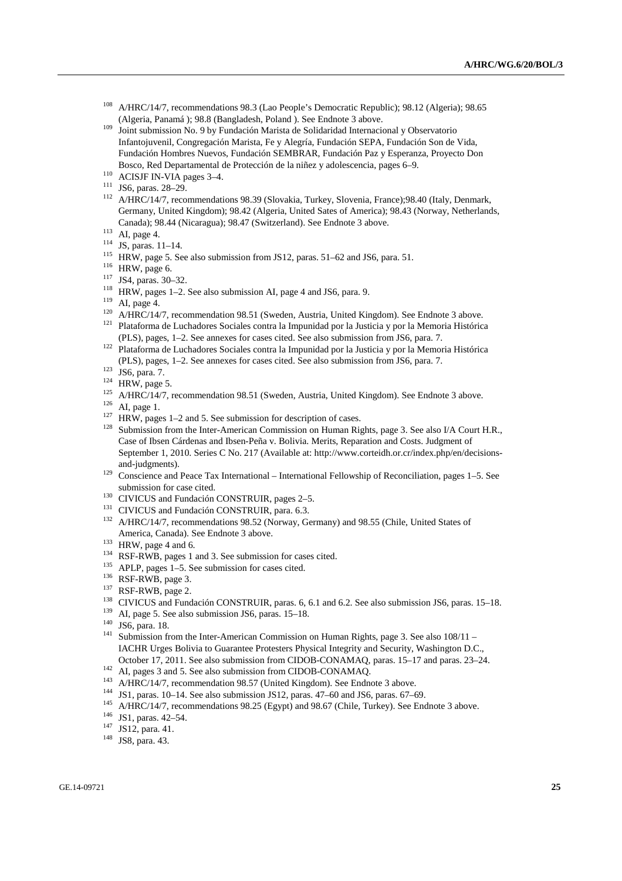[108] A/HRC/14/7, recommendations 98.3 (Lao People's Democratic Republic); 98.12 (Algeria); 98.65 (Algeria, Panamá ); 98.8 (Bangladesh, Poland ). See Endnote 3 above.

[109] Joint submission No. 9 by Fundación Marista de Solidaridad Internacional y Observatorio Infantojuvenil, Congregación Marista, Fe y Alegría, Fundación SEPA, Fundación Son de Vida, Fundación Hombres Nuevos, Fundación SEMBRAR, Fundación Paz y Esperanza, Proyecto Don Bosco, Red Departamental de Protección de la niñez y adolescencia, pages 6–9.

[110] ACISJF IN-VIA pages 3–4.

[111] JS6, paras. 28–29.

[112] A/HRC/14/7, recommendations 98.39 (Slovakia, Turkey, Slovenia, France);98.40 (Italy, Denmark, Germany, United Kingdom); 98.42 (Algeria, United Sates of America); 98.43 (Norway, Netherlands, Canada); 98.44 (Nicaragua); 98.47 (Switzerland). See Endnote 3 above.

[113] AI, page 4.

[114] JS, paras. 11–14.

[115] HRW, page 5. See also submission from JS12, paras. 51–62 and JS6, para. 51.

[116] HRW, page 6.

[117] JS4, paras. 30–32.

[118] HRW, pages 1–2. See also submission AI, page 4 and JS6, para. 9.

[119] AI, page 4.

[120] A/HRC/14/7, recommendation 98.51 (Sweden, Austria, United Kingdom). See Endnote 3 above.

[121] Plataforma de Luchadores Sociales contra la Impunidad por la Justicia y por la Memoria Histórica (PLS), pages, 1–2. See annexes for cases cited. See also submission from JS6, para. 7.

[122] Plataforma de Luchadores Sociales contra la Impunidad por la Justicia y por la Memoria Histórica (PLS), pages, 1–2. See annexes for cases cited. See also submission from JS6, para. 7.

[123] JS6, para. 7.

[124] HRW, page 5.

[125] A/HRC/14/7, recommendation 98.51 (Sweden, Austria, United Kingdom). See Endnote 3 above.

[126] AI, page 1.

[127] HRW, pages 1–2 and 5. See submission for description of cases.

[128] Submission from the Inter-American Commission on Human Rights, page 3. See also I/A Court H.R., Case of Ibsen Cárdenas and Ibsen-Peña v. Bolivia. Merits, Reparation and Costs. Judgment of September 1, 2010. Series C No. 217 (Available at: http://www.corteidh.or.cr/index.php/en/decisions-and-judgments).

[129] Conscience and Peace Tax International – International Fellowship of Reconciliation, pages 1–5. See submission for case cited.

[130] CIVICUS and Fundación CONSTRUIR, pages 2–5.

[131] CIVICUS and Fundación CONSTRUIR, para. 6.3.

[132] A/HRC/14/7, recommendations 98.52 (Norway, Germany) and 98.55 (Chile, United States of America, Canada). See Endnote 3 above.

[133] HRW, page 4 and 6.

[134] RSF-RWB, pages 1 and 3. See submission for cases cited.

[135] APLP, pages 1–5. See submission for cases cited.

[136] RSF-RWB, page 3.

[137] RSF-RWB, page 2.

[138] CIVICUS and Fundación CONSTRUIR, paras. 6, 6.1 and 6.2. See also submission JS6, paras. 15–18.

[139] AI, page 5. See also submission JS6, paras. 15–18.

[140] JS6, para. 18.

[141] Submission from the Inter-American Commission on Human Rights, page 3. See also 108/11 – IACHR Urges Bolivia to Guarantee Protesters Physical Integrity and Security, Washington D.C., October 17, 2011. See also submission from CIDOB-CONAMAQ, paras. 15–17 and paras. 23–24.

[142] AI, pages 3 and 5. See also submission from CIDOB-CONAMAQ.

[143] A/HRC/14/7, recommendation 98.57 (United Kingdom). See Endnote 3 above.

[144] JS1, paras. 10–14. See also submission JS12, paras. 47–60 and JS6, paras. 67–69.

[145] A/HRC/14/7, recommendations 98.25 (Egypt) and 98.67 (Chile, Turkey). See Endnote 3 above.

[146] JS1, paras. 42–54.

[147] JS12, para. 41.

[148] JS8, para. 43.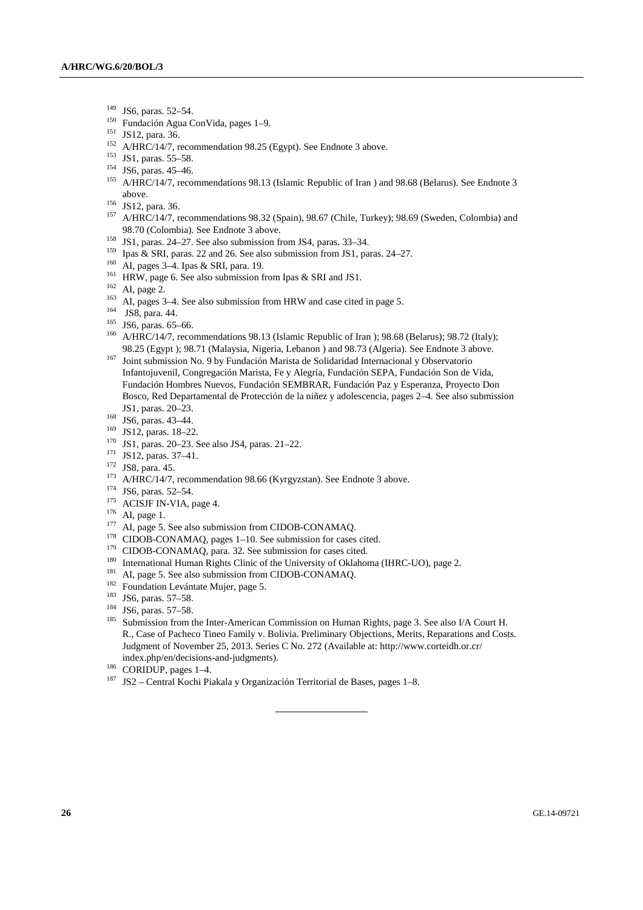[149] JS6, paras. 52–54.

[150] Fundación Agua ConVida, pages 1–9.

[151] JS12, para. 36.

[152] A/HRC/14/7, recommendation 98.25 (Egypt). See Endnote 3 above.

[153] JS1, paras. 55–58.

[154] JS6, paras. 45–46.

[155] A/HRC/14/7, recommendations 98.13 (Islamic Republic of Iran ) and 98.68 (Belarus). See Endnote 3 above.

[156] JS12, para. 36.

[157] A/HRC/14/7, recommendations 98.32 (Spain), 98.67 (Chile, Turkey); 98.69 (Sweden, Colombia) and 98.70 (Colombia). See Endnote 3 above.

[158] JS1, paras. 24–27. See also submission from JS4, paras. 33–34.

[159] Ipas & SRI, paras. 22 and 26. See also submission from JS1, paras. 24–27.

[160] AI, pages 3–4. Ipas & SRI, para. 19.

[161] HRW, page 6. See also submission from Ipas & SRI and JS1.

[162] AI, page 2.

[163] AI, pages 3–4. See also submission from HRW and case cited in page 5.

[164] JS8, para. 44.

[165] JS6, paras. 65–66.

[166] A/HRC/14/7, recommendations 98.13 (Islamic Republic of Iran ); 98.68 (Belarus); 98.72 (Italy); 98.25 (Egypt ); 98.71 (Malaysia, Nigeria, Lebanon ) and 98.73 (Algeria). See Endnote 3 above.

[167] Joint submission No. 9 by Fundación Marista de Solidaridad Internacional y Observatorio Infantojuvenil, Congregación Marista, Fe y Alegría, Fundación SEPA, Fundación Son de Vida, Fundación Hombres Nuevos, Fundación SEMBRAR, Fundación Paz y Esperanza, Proyecto Don Bosco, Red Departamental de Protección de la niñez y adolescencia, pages 2–4. See also submission JS1, paras. 20–23.

[168] JS6, paras. 43–44.

[169] JS12, paras. 18–22.

[170] JS1, paras. 20–23. See also JS4, paras. 21–22.

[171] JS12, paras. 37–41.

[172] JS8, para. 45.

[173] A/HRC/14/7, recommendation 98.66 (Kyrgyzstan). See Endnote 3 above.

[174] JS6, paras. 52–54.

[175] ACISJF IN-VIA, page 4.

[176] AI, page 1.

[177] AI, page 5. See also submission from CIDOB-CONAMAQ.

[178] CIDOB-CONAMAQ, pages 1–10. See submission for cases cited.

[179] CIDOB-CONAMAQ, para. 32. See submission for cases cited.

[180] International Human Rights Clinic of the University of Oklahoma (IHRC-UO), page 2.

[181] AI, page 5. See also submission from CIDOB-CONAMAQ.

[182] Foundation Levántate Mujer, page 5.

[183] JS6, paras. 57–58.

[184] JS6, paras. 57–58.

[185] Submission from the Inter-American Commission on Human Rights, page 3. See also I/A Court H. R., Case of Pacheco Tineo Family v. Bolivia. Preliminary Objections, Merits, Reparations and Costs. Judgment of November 25, 2013. Series C No. 272 (Available at: http://www.corteidh.or.cr/index.php/en/decisions-and-judgments).

[186] CORIDUP, pages 1–4.

[187] JS2 – Central Kochi Piakala y Organización Territorial de Bases, pages 1–8.